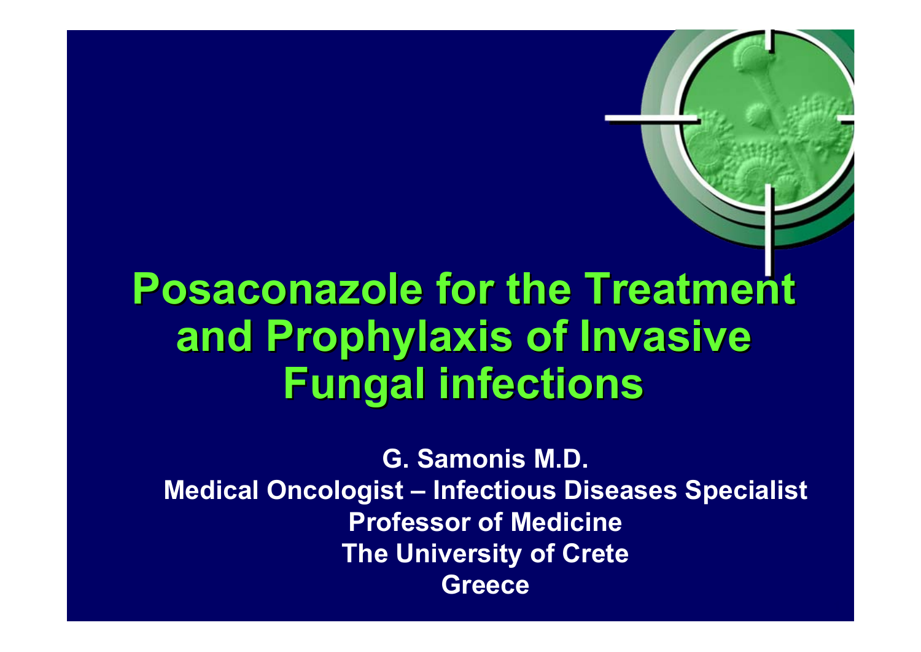# Posaconazole for the Treatment and Prophylaxis of Invasive Fungal infections

**G. Samonis M.D.**

**Medical Oncologist – Infectious Diseases Specialist**

**Professor of Medicine**

**The University of Crete**

**Greece**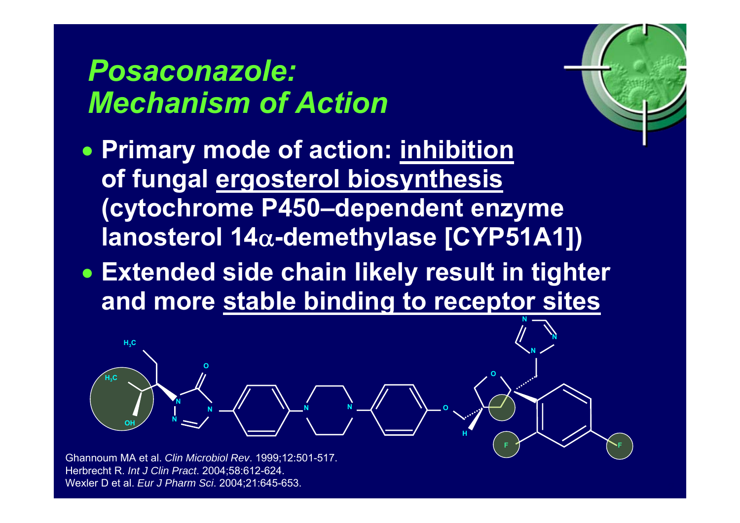# *Posaconazole: Mechanism of Action*

- **Primary mode of action: <u>inhibition</u> of fungal <u>ergosterol biosynthesis</u> (cytochrome P450–dependent enzyme lanosterol 14α-demethylase [CYP51A1])**
- **Extended side chain likely result in tighter and more <u>stable binding to receptor sites</u>**

Ghannoum MA et al. *Clin Microbiol Rev*. 1999;12:501-517.
Herbrecht R. *Int J Clin Pract*. 2004;58:612-624.
Wexler D et al. *Eur J Pharm Sci*. 2004;21:645-653.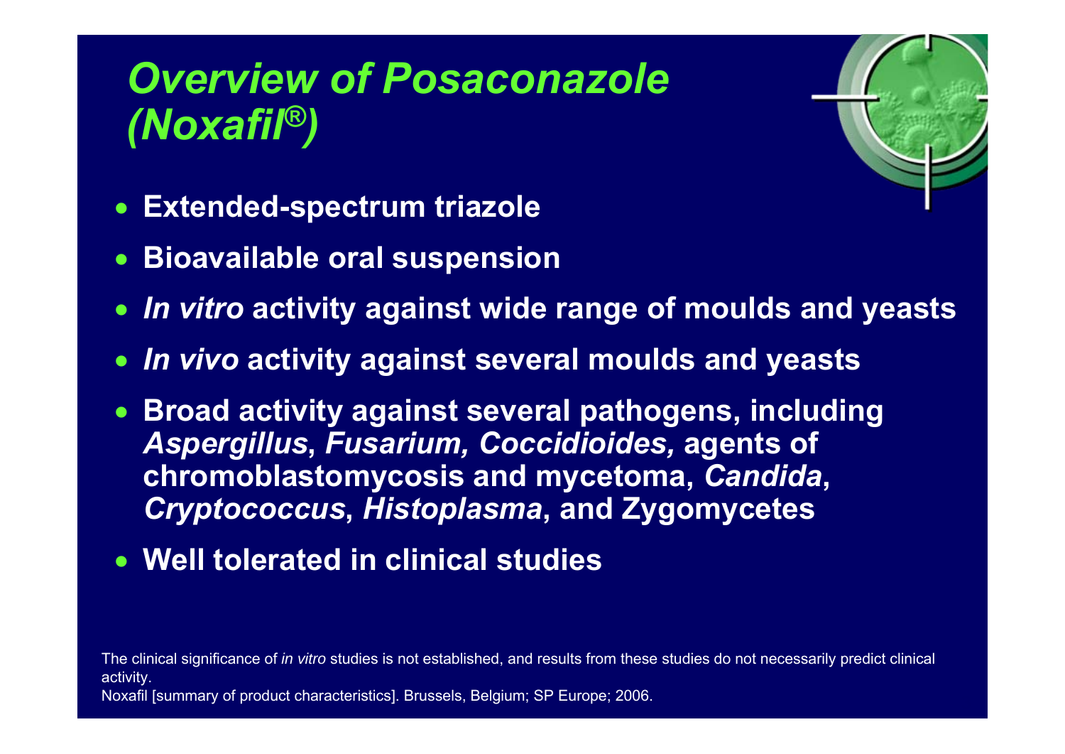# *Overview of Posaconazole (Noxafil®)*

- **Extended-spectrum triazole**
- **Bioavailable oral suspension**
- ***In vitro* activity against wide range of moulds and yeasts**
- ***In vivo* activity against several moulds and yeasts**
- **Broad activity against several pathogens, including *Aspergillus*, *Fusarium, Coccidioides,* agents of chromoblastomycosis and mycetoma, *Candida*, *Cryptococcus*, *Histoplasma*, and Zygomycetes**
- **Well tolerated in clinical studies**

The clinical significance of *in vitro* studies is not established, and results from these studies do not necessarily predict clinical activity.

Noxafil [summary of product characteristics]. Brussels, Belgium; SP Europe; 2006.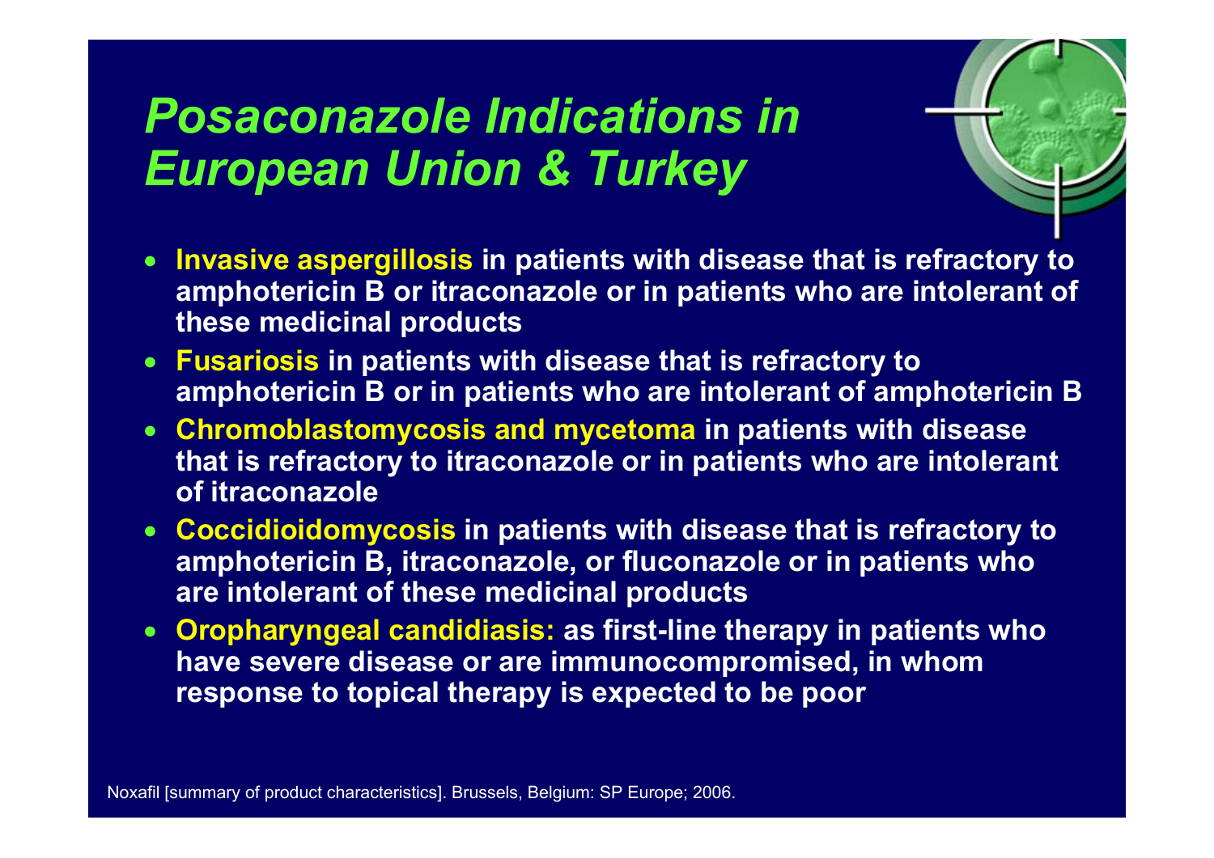# *Posaconazole Indications in European Union & Turkey*

- **Invasive aspergillosis in patients with disease that is refractory to amphotericin B or itraconazole or in patients who are intolerant of these medicinal products**
- **Fusariosis in patients with disease that is refractory to amphotericin B or in patients who are intolerant of amphotericin B**
- **Chromoblastomycosis and mycetoma in patients with disease that is refractory to itraconazole or in patients who are intolerant of itraconazole**
- **Coccidioidomycosis in patients with disease that is refractory to amphotericin B, itraconazole, or fluconazole or in patients who are intolerant of these medicinal products**
- **Oropharyngeal candidiasis: as first-line therapy in patients who have severe disease or are immunocompromised, in whom response to topical therapy is expected to be poor**

Noxafil [summary of product characteristics]. Brussels, Belgium: SP Europe; 2006.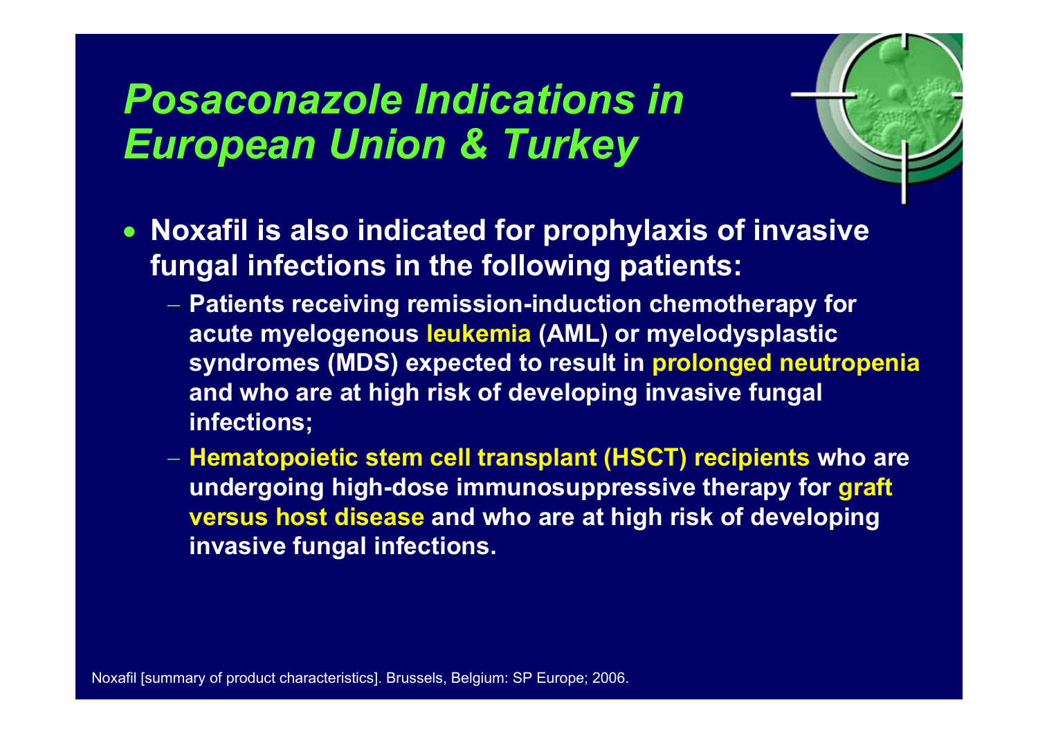# *Posaconazole Indications in European Union & Turkey*

- **Noxafil is also indicated for prophylaxis of invasive fungal infections in the following patients:**
  - **Patients receiving remission-induction chemotherapy for acute myelogenous leukemia (AML) or myelodysplastic syndromes (MDS) expected to result in prolonged neutropenia and who are at high risk of developing invasive fungal infections;**
  - **Hematopoietic stem cell transplant (HSCT) recipients who are undergoing high-dose immunosuppressive therapy for graft versus host disease and who are at high risk of developing invasive fungal infections.**

Noxafil [summary of product characteristics]. Brussels, Belgium: SP Europe; 2006.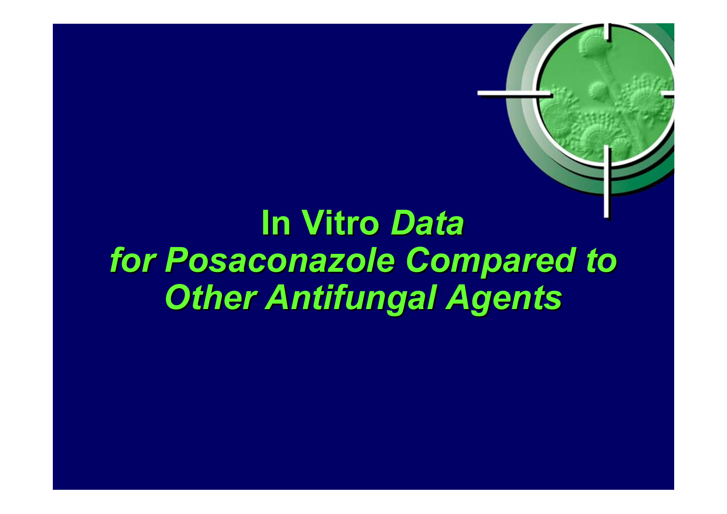# In Vitro *Data for Posaconazole Compared to Other Antifungal Agents*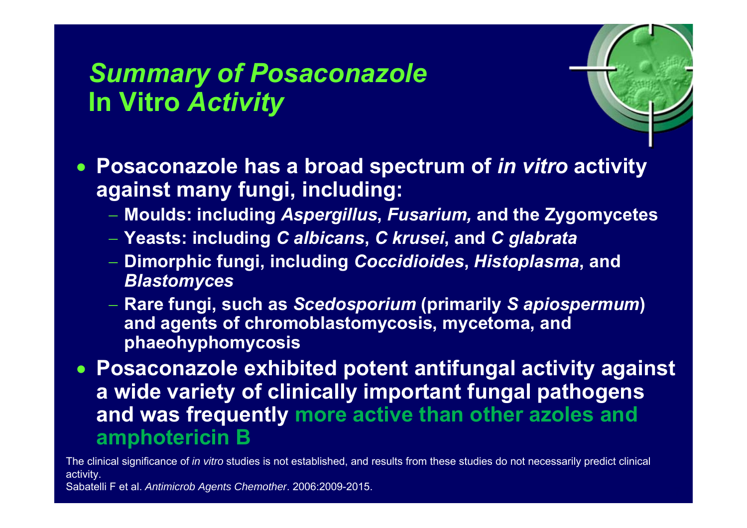# *Summary of Posaconazole* In Vitro *Activity*

- **Posaconazole has a broad spectrum of *in vitro* activity against many fungi, including:**
  - **Moulds: including *Aspergillus*, *Fusarium,* and the Zygomycetes**
  - **Yeasts: including *C albicans*, *C krusei*, and *C glabrata***
  - **Dimorphic fungi, including *Coccidioides*, *Histoplasma*, and *Blastomyces***
  - **Rare fungi, such as *Scedosporium* (primarily *S apiospermum*) and agents of chromoblastomycosis, mycetoma, and phaeohyphomycosis**
- **Posaconazole exhibited potent antifungal activity against a wide variety of clinically important fungal pathogens and was frequently more active than other azoles and amphotericin B**

The clinical significance of *in vitro* studies is not established, and results from these studies do not necessarily predict clinical activity.

Sabatelli F et al. *Antimicrob Agents Chemother*. 2006:2009-2015.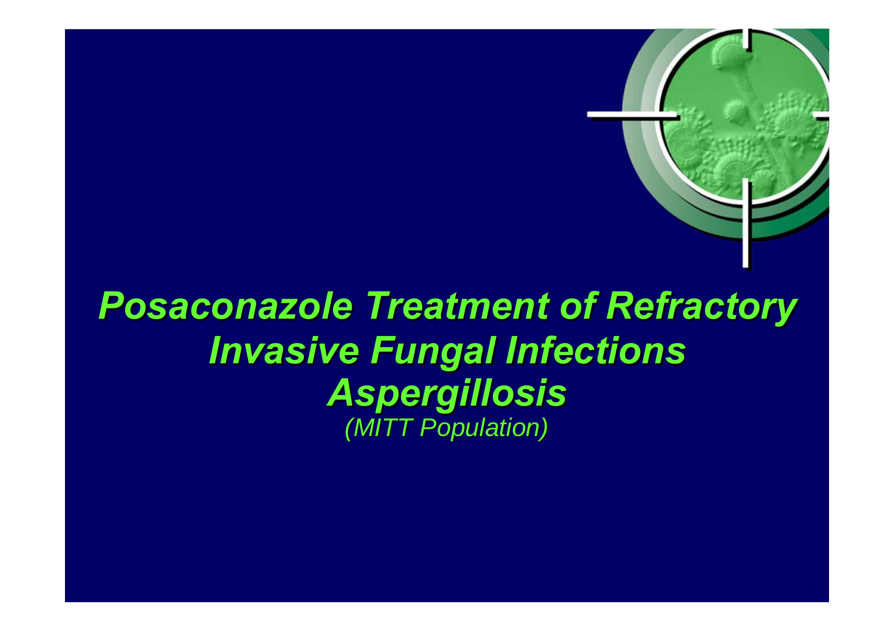# *Posaconazole Treatment of Refractory Invasive Fungal Infections Aspergillosis*

*(MITT Population)*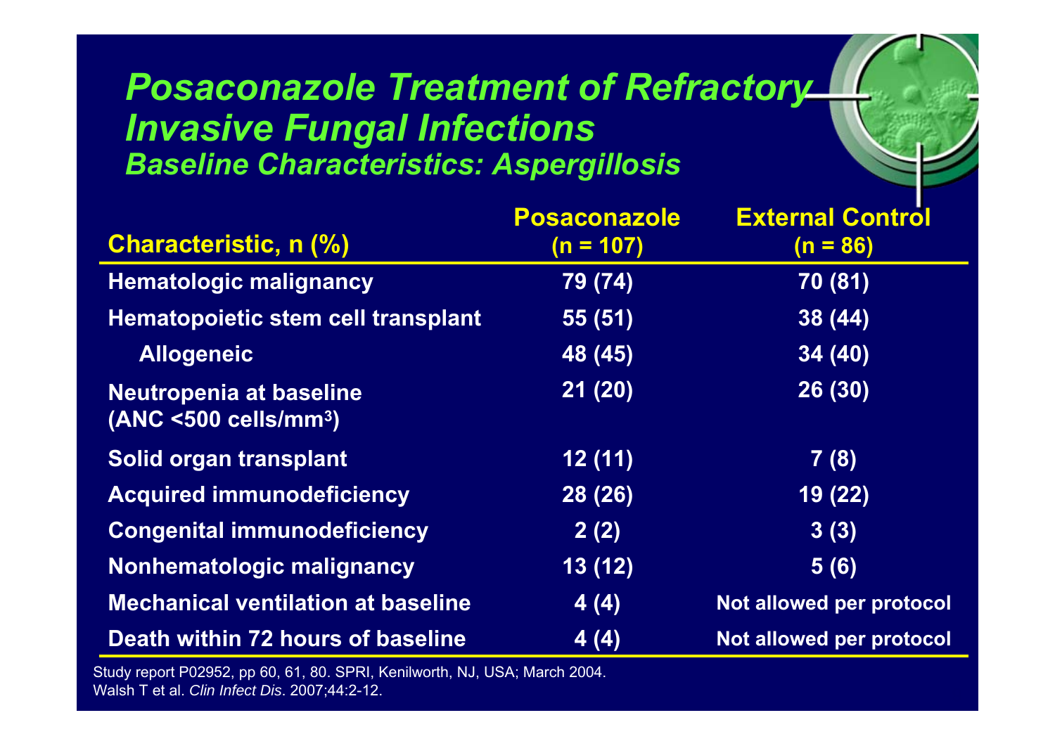# *Posaconazole Treatment of Refractory Invasive Fungal Infections*

## *Baseline Characteristics: Aspergillosis*

| Characteristic, n (%) | Posaconazole (n = 107) | External Control (n = 86) |
|---|---|---|
| Hematologic malignancy | 79 (74) | 70 (81) |
| Hematopoietic stem cell transplant | 55 (51) | 38 (44) |
| Allogeneic | 48 (45) | 34 (40) |
| Neutropenia at baseline (ANC <500 cells/mm$^3$) | 21 (20) | 26 (30) |
| Solid organ transplant | 12 (11) | 7 (8) |
| Acquired immunodeficiency | 28 (26) | 19 (22) |
| Congenital immunodeficiency | 2 (2) | 3 (3) |
| Nonhematologic malignancy | 13 (12) | 5 (6) |
| Mechanical ventilation at baseline | 4 (4) | Not allowed per protocol |
| Death within 72 hours of baseline | 4 (4) | Not allowed per protocol |

Study report P02952, pp 60, 61, 80. SPRI, Kenilworth, NJ, USA; March 2004.
Walsh T et al. *Clin Infect Dis*. 2007;44:2-12.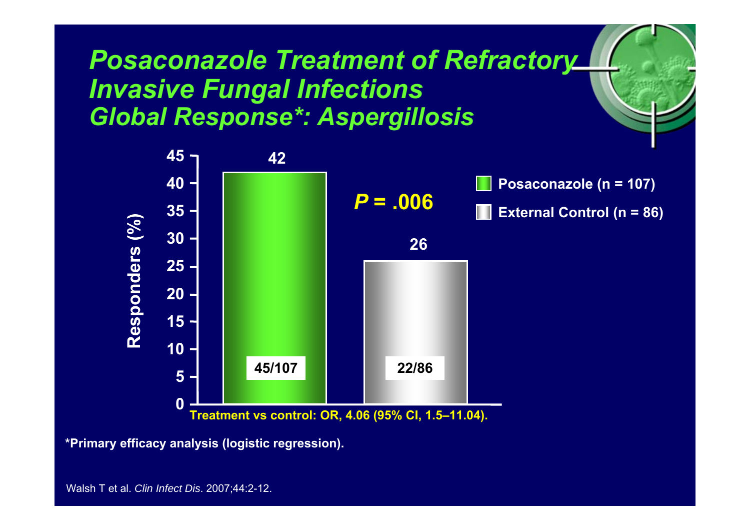# Posaconazole Treatment of Refractory Invasive Fungal Infections
## Global Response*: Aspergillosis

| | Responders (%) | n/N |
|---|---|---|
| Posaconazole (n = 107) | 42 | 45/107 |
| External Control (n = 86) | 26 | 22/86 |

*P* = .006

Treatment vs control: OR, 4.06 (95% CI, 1.5–11.04).

*Primary efficacy analysis (logistic regression).

Walsh T et al. *Clin Infect Dis*. 2007;44:2-12.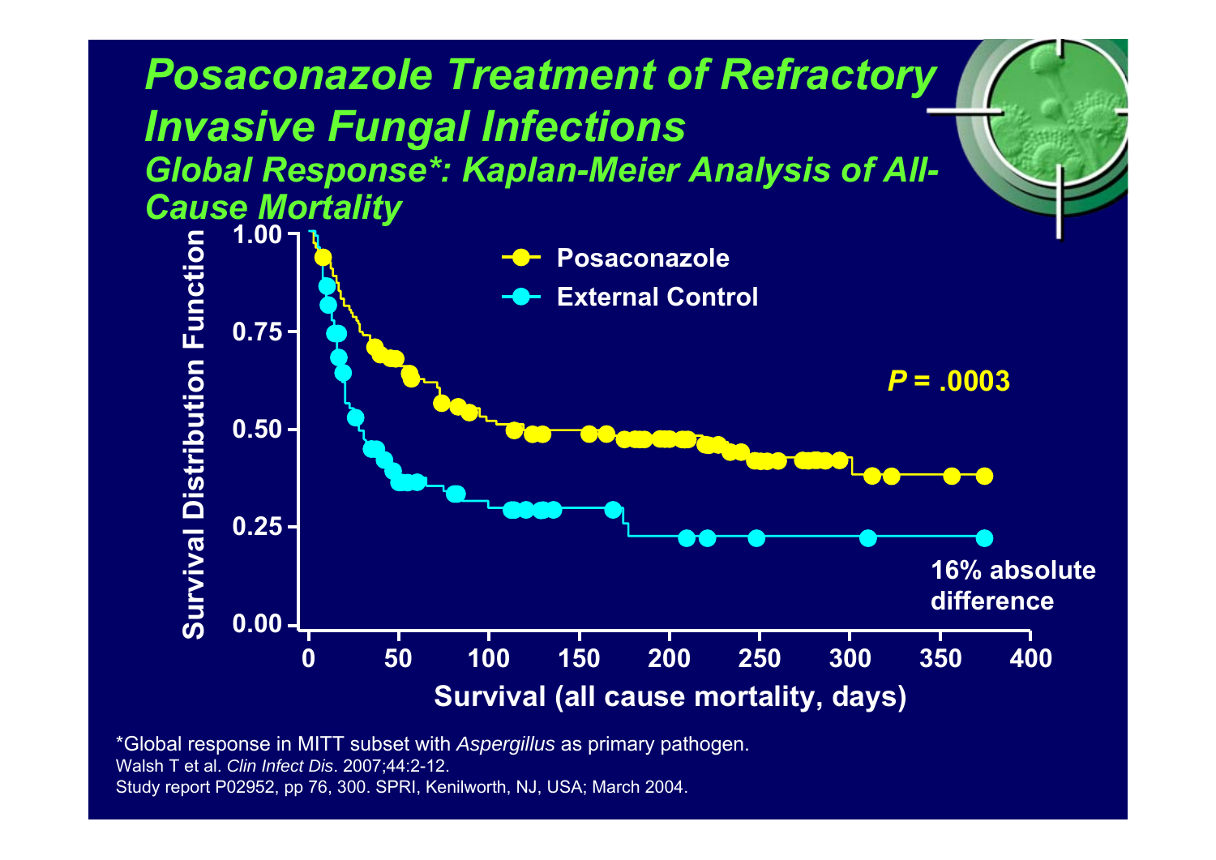# Posaconazole Treatment of Refractory Invasive Fungal Infections

## Global Response*: Kaplan-Meier Analysis of All-Cause Mortality

Survival Distribution Function

- Posaconazole
- External Control

*P* = .0003

16% absolute difference

Survival (all cause mortality, days)

*Global response in MITT subset with *Aspergillus* as primary pathogen.

Walsh T et al. *Clin Infect Dis*. 2007;44:2-12.

Study report P02952, pp 76, 300. SPRI, Kenilworth, NJ, USA; March 2004.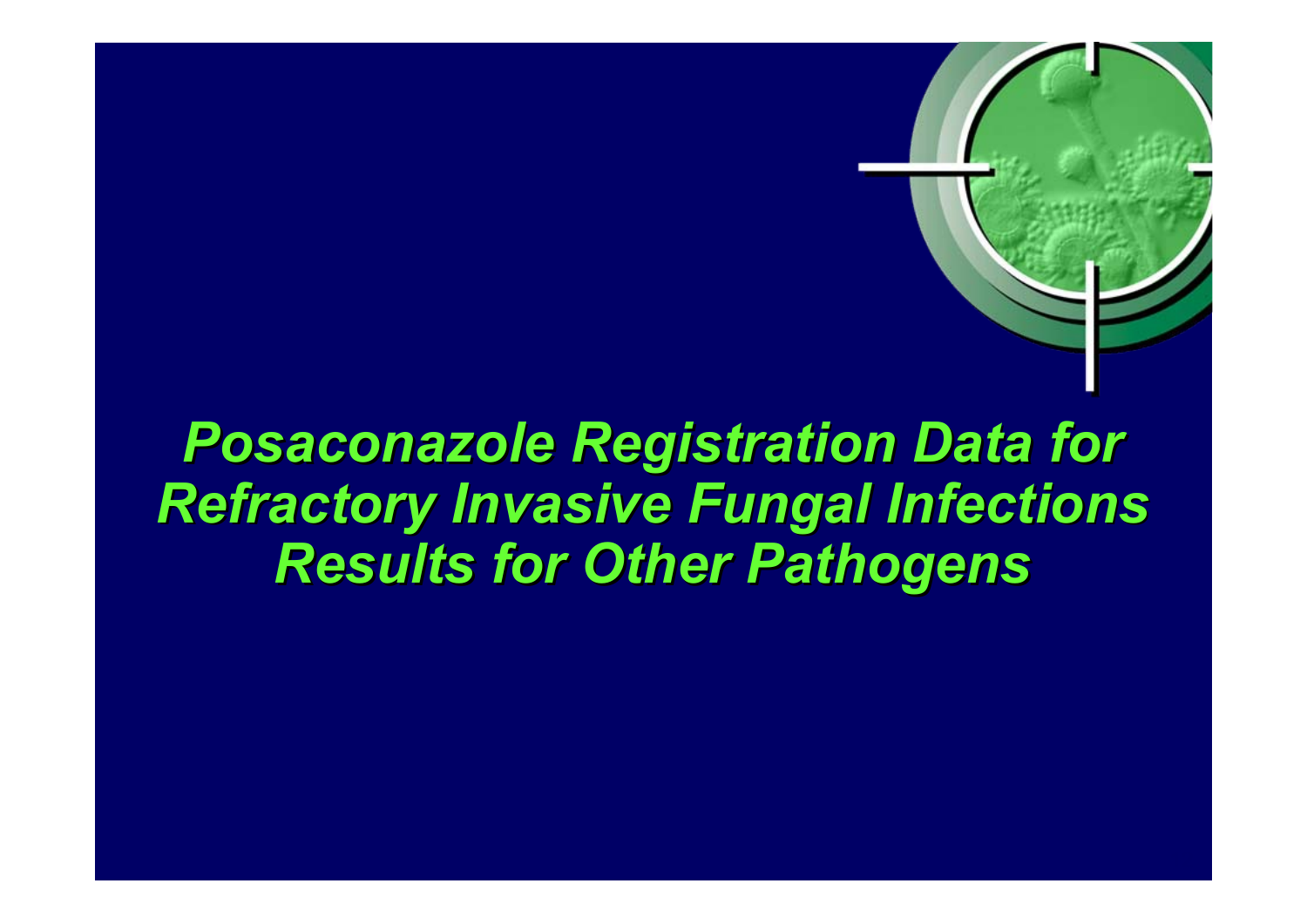# *Posaconazole Registration Data for Refractory Invasive Fungal Infections Results for Other Pathogens*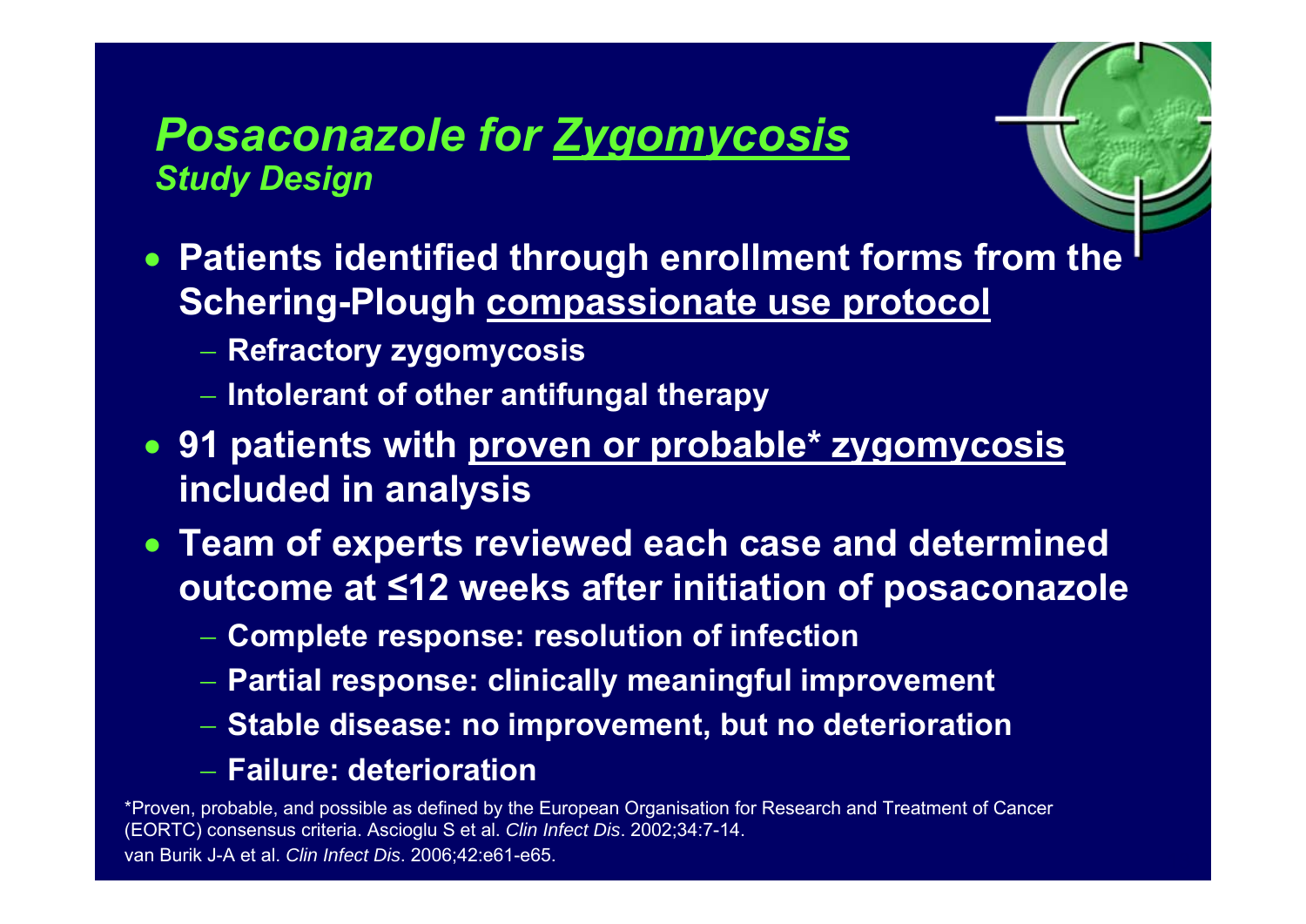# *Posaconazole for Zygomycosis*

### *Study Design*

- **Patients identified through enrollment forms from the Schering-Plough compassionate use protocol**
  - **Refractory zygomycosis**
  - **Intolerant of other antifungal therapy**
- **91 patients with proven or probable* zygomycosis included in analysis**
- **Team of experts reviewed each case and determined outcome at ≤12 weeks after initiation of posaconazole**
  - **Complete response: resolution of infection**
  - **Partial response: clinically meaningful improvement**
  - **Stable disease: no improvement, but no deterioration**
  - **Failure: deterioration**

*Proven, probable, and possible as defined by the European Organisation for Research and Treatment of Cancer (EORTC) consensus criteria. Ascioglu S et al. *Clin Infect Dis*. 2002;34:7-14.

van Burik J-A et al. *Clin Infect Dis*. 2006;42:e61-e65.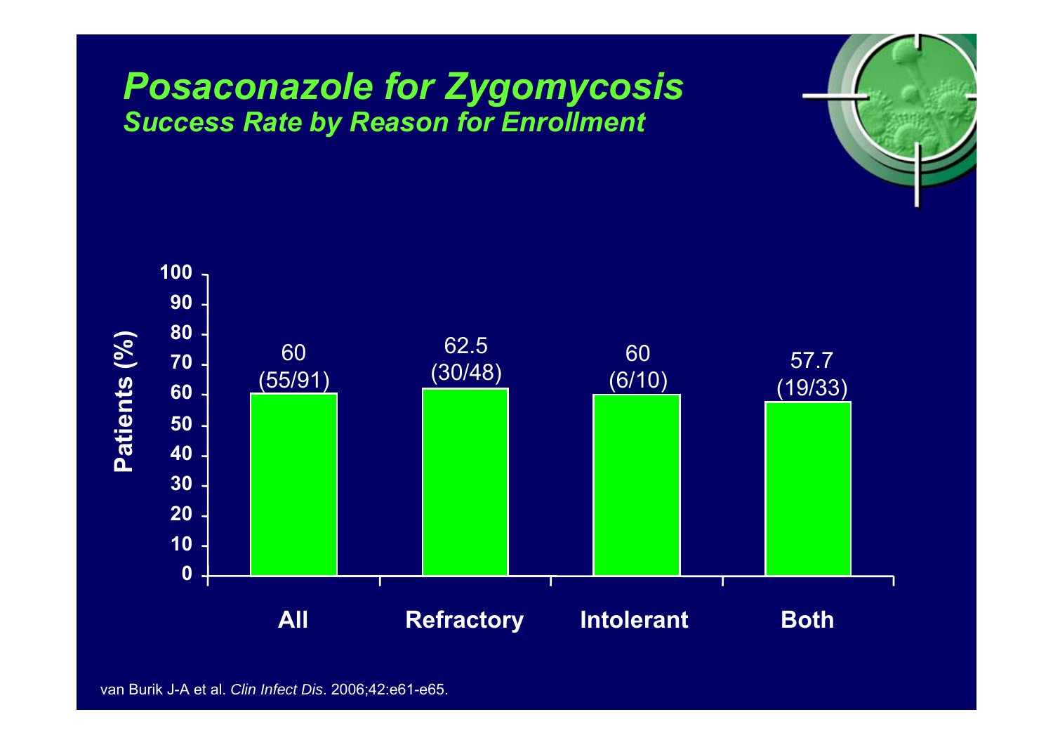# *Posaconazole for Zygomycosis*

## *Success Rate by Reason for Enrollment*

| Reason for Enrollment | Patients (%) |
|---|---|
| All | 60 (55/91) |
| Refractory | 62.5 (30/48) |
| Intolerant | 60 (6/10) |
| Both | 57.7 (19/33) |

van Burik J-A et al. *Clin Infect Dis*. 2006;42:e61-e65.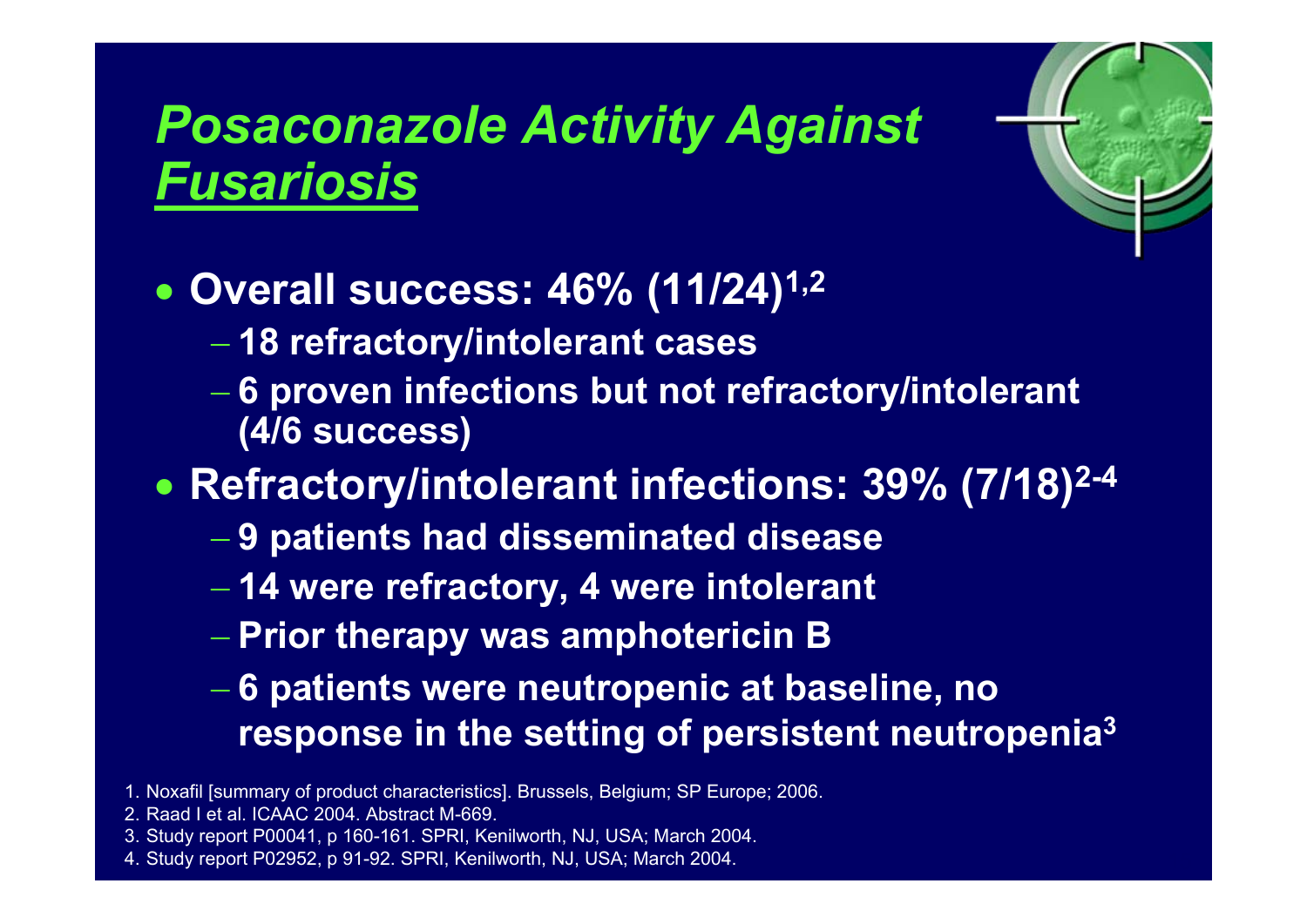# *Posaconazole Activity Against Fusariosis*

- **Overall success: 46% (11/24)[1,2]**
  - **18 refractory/intolerant cases**
  - **6 proven infections but not refractory/intolerant (4/6 success)**
- **Refractory/intolerant infections: 39% (7/18)[2-4]**
  - **9 patients had disseminated disease**
  - **14 were refractory, 4 were intolerant**
  - **Prior therapy was amphotericin B**
  - **6 patients were neutropenic at baseline, no response in the setting of persistent neutropenia[3]**

1. Noxafil [summary of product characteristics]. Brussels, Belgium; SP Europe; 2006.
2. Raad I et al. ICAAC 2004. Abstract M-669.
3. Study report P00041, p 160-161. SPRI, Kenilworth, NJ, USA; March 2004.
4. Study report P02952, p 91-92. SPRI, Kenilworth, NJ, USA; March 2004.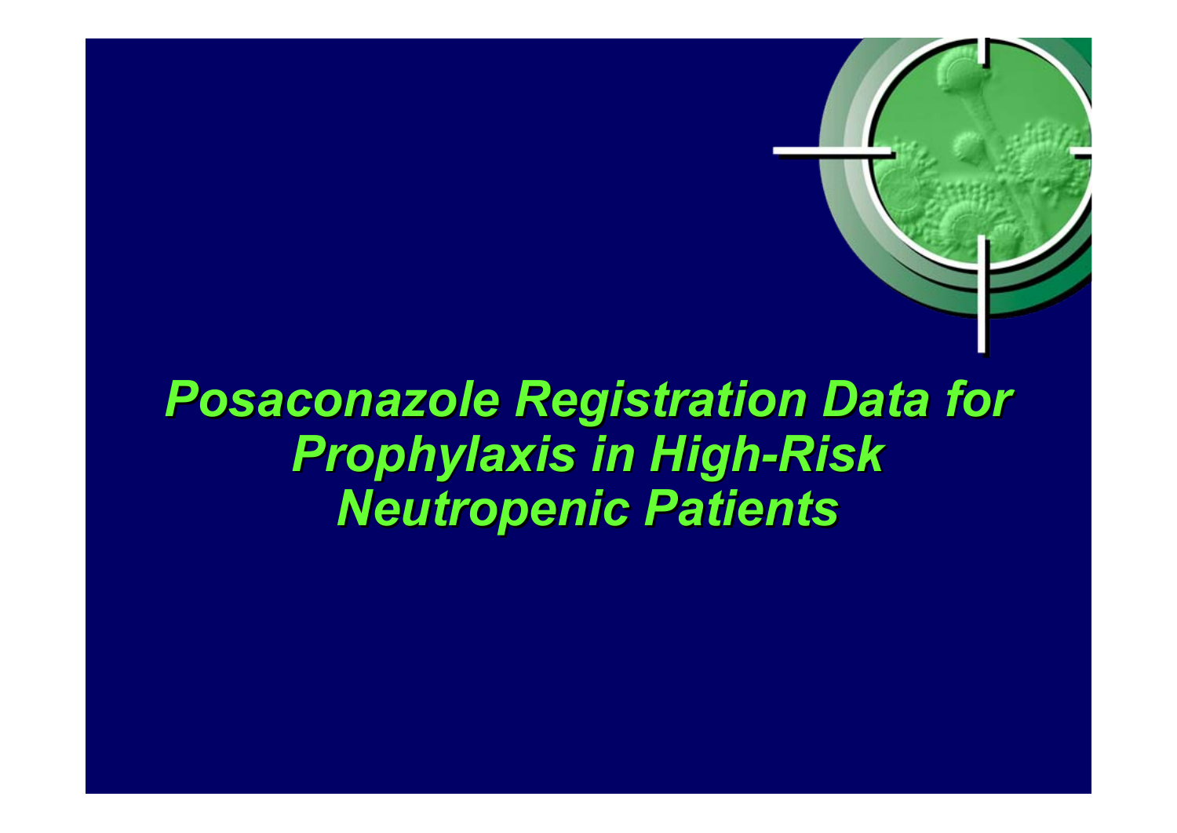# *Posaconazole Registration Data for Prophylaxis in High-Risk Neutropenic Patients*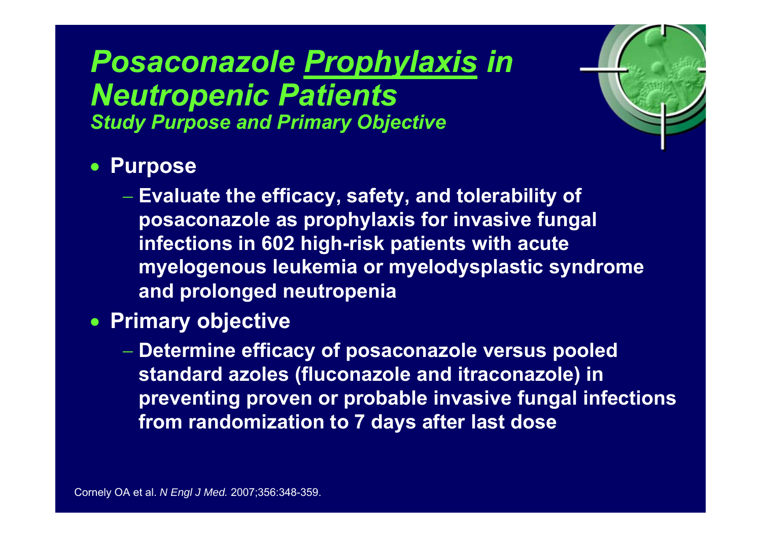# *Posaconazole Prophylaxis in Neutropenic Patients*

### *Study Purpose and Primary Objective*

- **Purpose**
  - **Evaluate the efficacy, safety, and tolerability of posaconazole as prophylaxis for invasive fungal infections in 602 high-risk patients with acute myelogenous leukemia or myelodysplastic syndrome and prolonged neutropenia**
- **Primary objective**
  - **Determine efficacy of posaconazole versus pooled standard azoles (fluconazole and itraconazole) in preventing proven or probable invasive fungal infections from randomization to 7 days after last dose**

Cornely OA et al. *N Engl J Med.* 2007;356:348-359.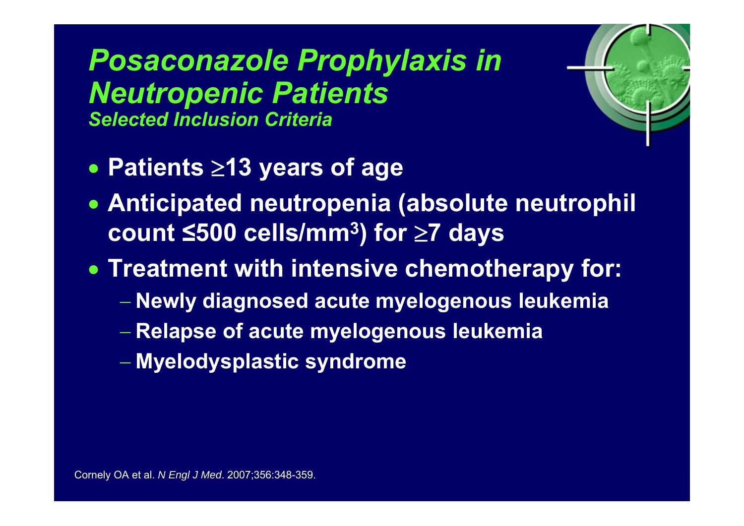# *Posaconazole Prophylaxis in Neutropenic Patients*

### *Selected Inclusion Criteria*

- **Patients ≥13 years of age**
- **Anticipated neutropenia (absolute neutrophil count ≤500 cells/mm$^3$) for ≥7 days**
- **Treatment with intensive chemotherapy for:**
  - **Newly diagnosed acute myelogenous leukemia**
  - **Relapse of acute myelogenous leukemia**
  - **Myelodysplastic syndrome**

Cornely OA et al. *N Engl J Med*. 2007;356:348-359.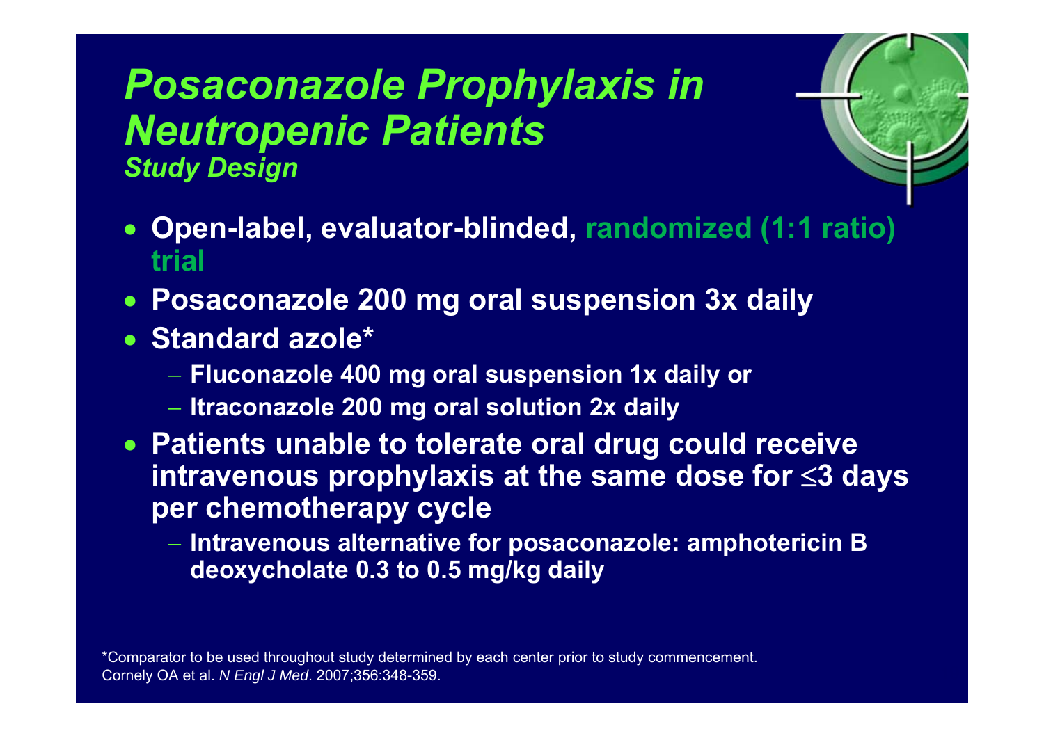# *Posaconazole Prophylaxis in Neutropenic Patients*

### *Study Design*

- **Open-label, evaluator-blinded, randomized (1:1 ratio) trial**
- **Posaconazole 200 mg oral suspension 3x daily**
- **Standard azole***
  - **Fluconazole 400 mg oral suspension 1x daily or**
  - **Itraconazole 200 mg oral solution 2x daily**
- **Patients unable to tolerate oral drug could receive intravenous prophylaxis at the same dose for ≤3 days per chemotherapy cycle**
  - **Intravenous alternative for posaconazole: amphotericin B deoxycholate 0.3 to 0.5 mg/kg daily**

*Comparator to be used throughout study determined by each center prior to study commencement.
Cornely OA et al. *N Engl J Med*. 2007;356:348-359.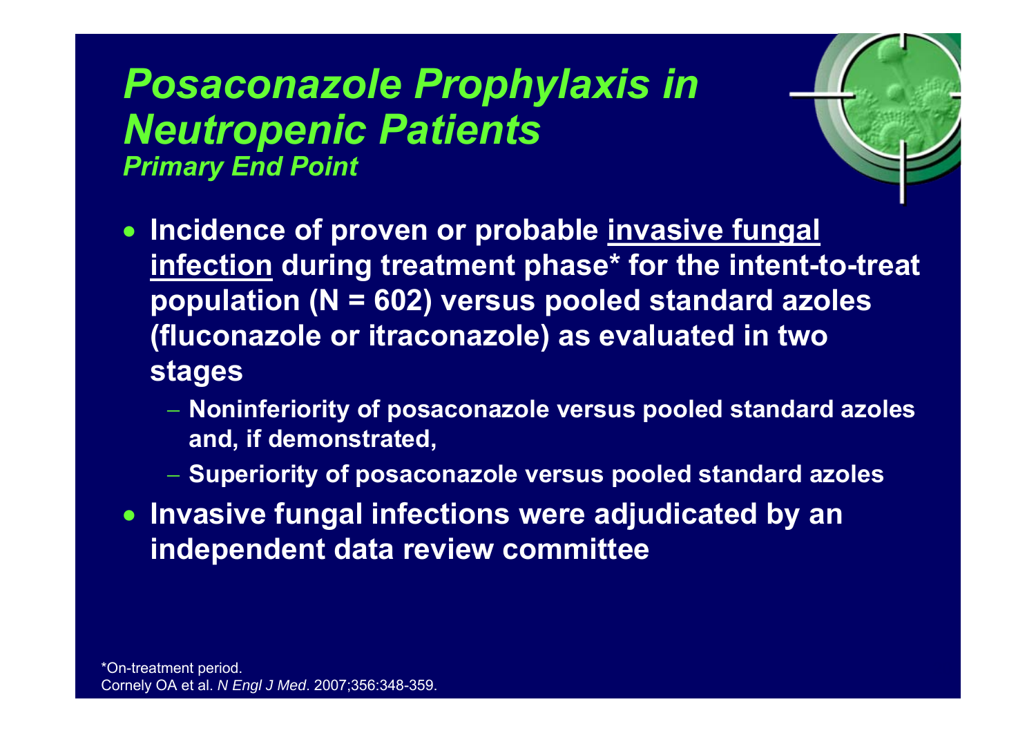# *Posaconazole Prophylaxis in Neutropenic Patients*

### *Primary End Point*

- **Incidence of proven or probable invasive fungal infection during treatment phase* for the intent-to-treat population (N = 602) versus pooled standard azoles (fluconazole or itraconazole) as evaluated in two stages**
  - **Noninferiority of posaconazole versus pooled standard azoles and, if demonstrated,**
  - **Superiority of posaconazole versus pooled standard azoles**
- **Invasive fungal infections were adjudicated by an independent data review committee**

*On-treatment period.
Cornely OA et al. *N Engl J Med*. 2007;356:348-359.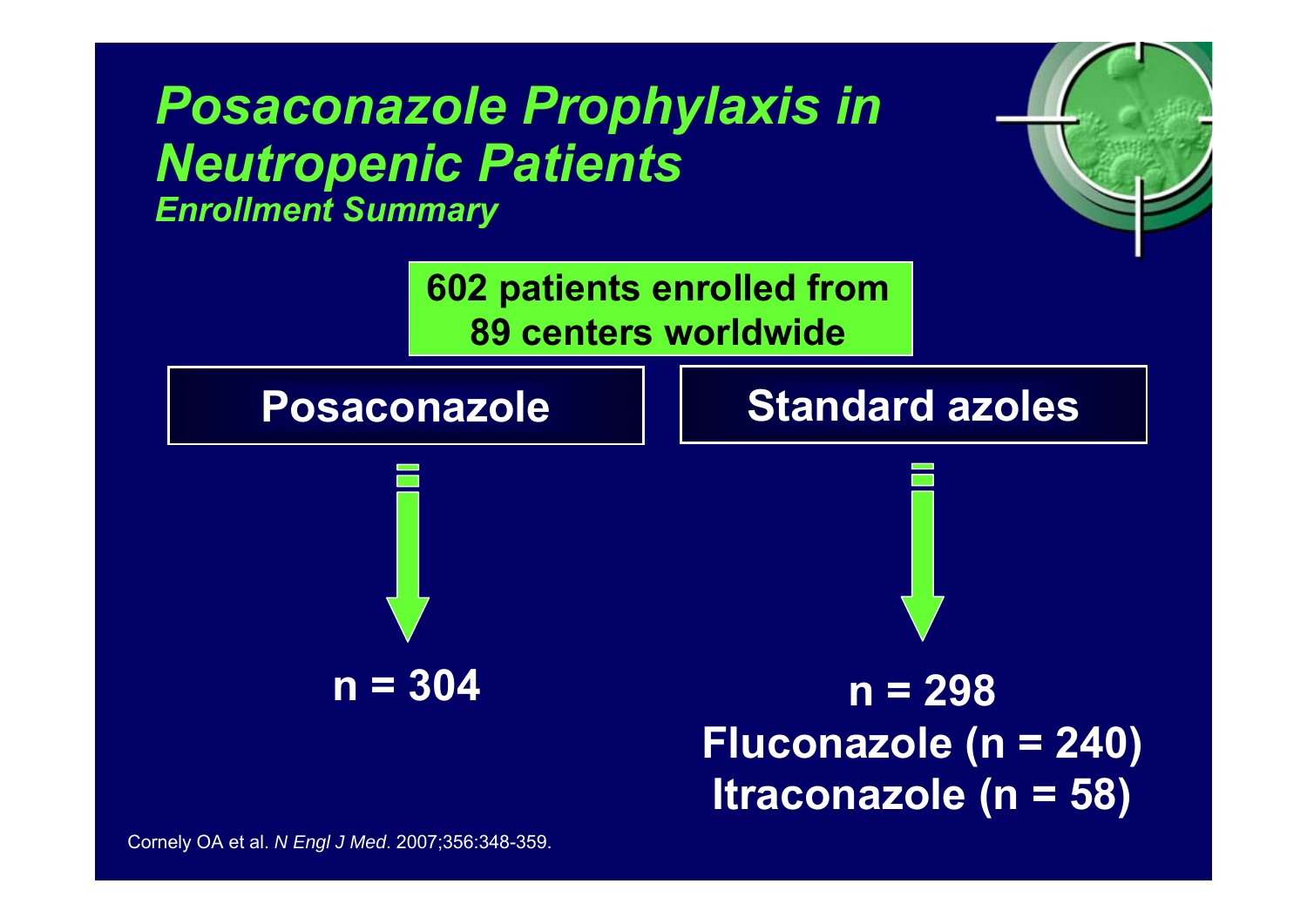# *Posaconazole Prophylaxis in Neutropenic Patients*

### *Enrollment Summary*

**602 patients enrolled from 89 centers worldwide**

| **Posaconazole** | **Standard azoles** |
| --- | --- |
| **n = 304** | **n = 298** |
| | **Fluconazole (n = 240)** |
| | **Itraconazole (n = 58)** |

Cornely OA et al. *N Engl J Med*. 2007;356:348-359.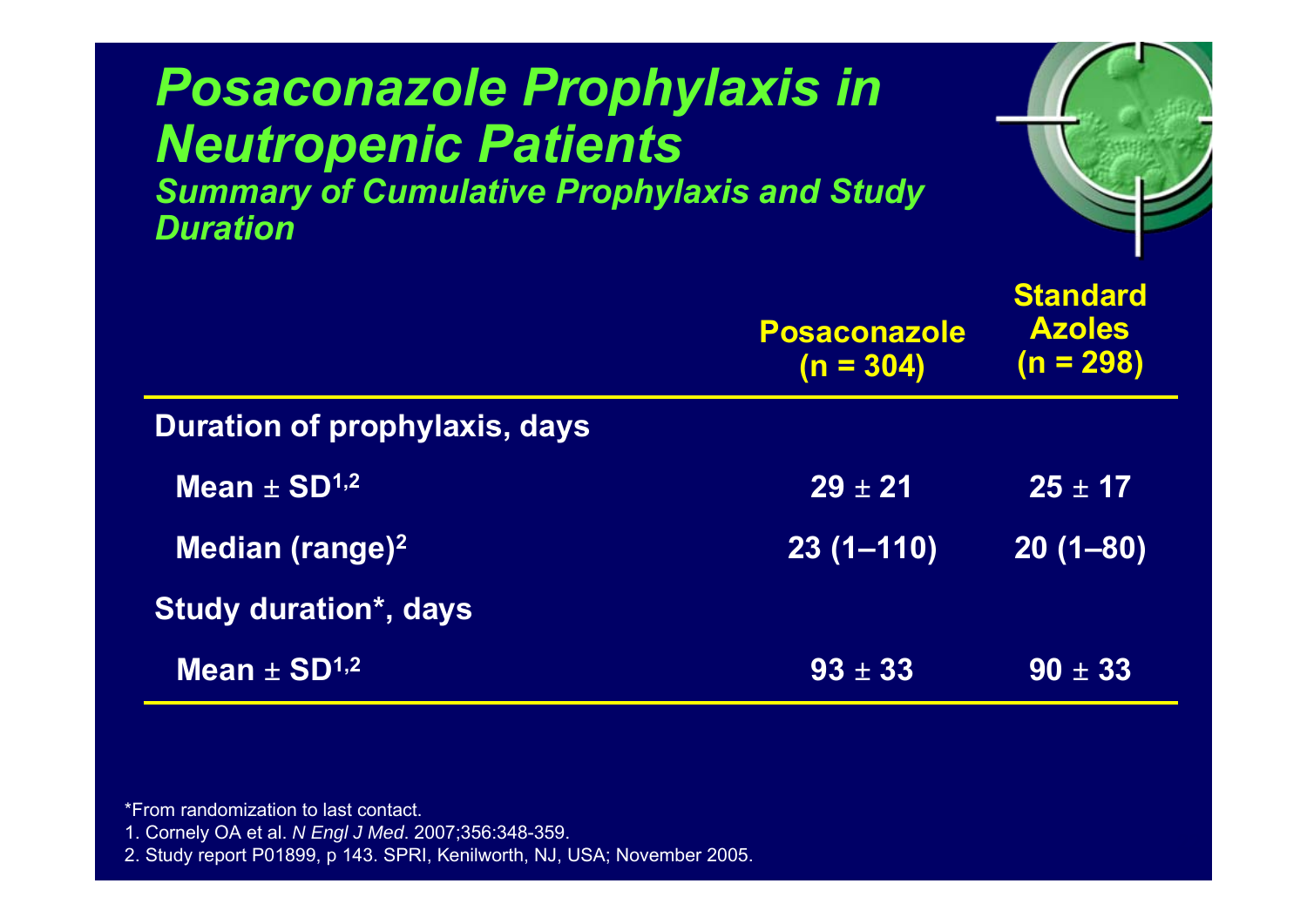# Posaconazole Prophylaxis in Neutropenic Patients

## Summary of Cumulative Prophylaxis and Study Duration

| | Posaconazole (n = 304) | Standard Azoles (n = 298) |
|---|---|---|
| **Duration of prophylaxis, days** | | |
| Mean ± SD[1,2] | 29 ± 21 | 25 ± 17 |
| Median (range)[2] | 23 (1–110) | 20 (1–80) |
| **Study duration*, days** | | |
| Mean ± SD[1,2] | 93 ± 33 | 90 ± 33 |

*From randomization to last contact.

1. Cornely OA et al. *N Engl J Med*. 2007;356:348-359.
2. Study report P01899, p 143. SPRI, Kenilworth, NJ, USA; November 2005.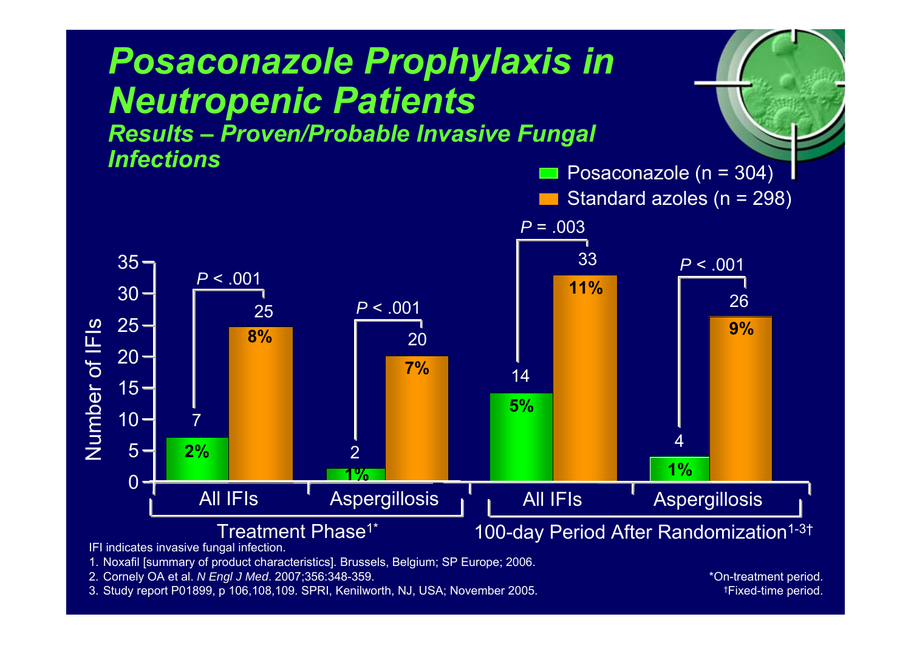# Posaconazole Prophylaxis in Neutropenic Patients

## Results – Proven/Probable Invasive Fungal Infections

| | Treatment Phase[1*] – All IFIs | Treatment Phase[1*] – Aspergillosis | 100-day Period After Randomization[1-3†] – All IFIs | 100-day Period After Randomization[1-3†] – Aspergillosis |
|---|---|---|---|---|
| Posaconazole (n = 304) | 7 (2%) | 2 (1%) | 14 (5%) | 4 (1%) |
| Standard azoles (n = 298) | 25 (8%) | 20 (7%) | 33 (11%) | 26 (9%) |
| P value | $P < .001$ | $P < .001$ | $P = .003$ | $P < .001$ |

Number of IFIs

IFI indicates invasive fungal infection.

1. Noxafil [summary of characteristics]. Brussels, Belgium; SP Europe; 2006.
2. Cornely OA et al. *N Engl J Med*. 2007;356:348-359.
3. Study report P01899, p 106,108,109. SPRI, Kenilworth, NJ, USA; November 2005.

*On-treatment period.
†Fixed-time period.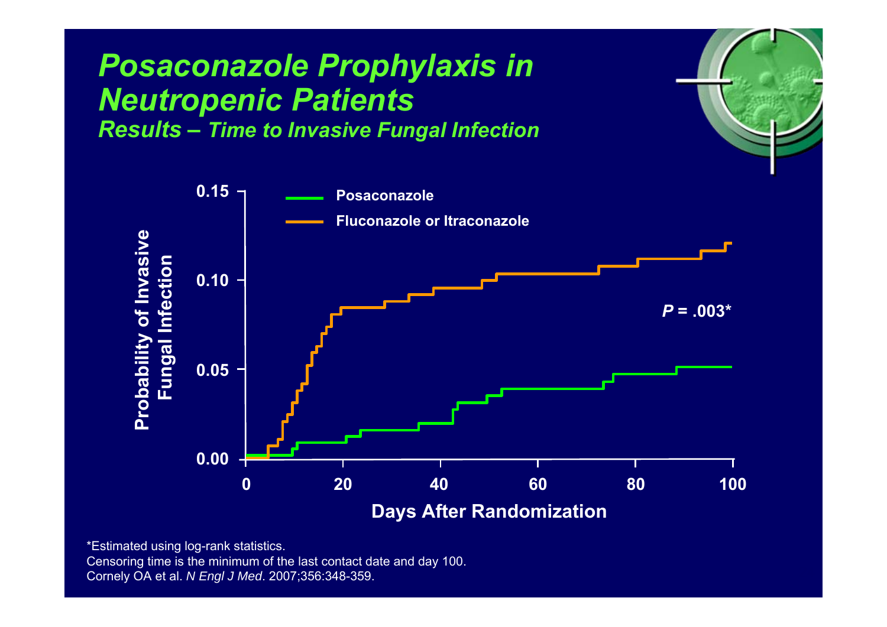# Posaconazole Prophylaxis in Neutropenic Patients

### Results – Time to Invasive Fungal Infection

Probability of Invasive Fungal Infection

0.15

0.10

0.05

0.00

Posaconazole

Fluconazole or Itraconazole

*P* = .003*

0 20 40 60 80 100

Days After Randomization

*Estimated using log-rank statistics.
Censoring time is the minimum of the last contact date and day 100.
Cornely OA et al. *N Engl J Med*. 2007;356:348-359.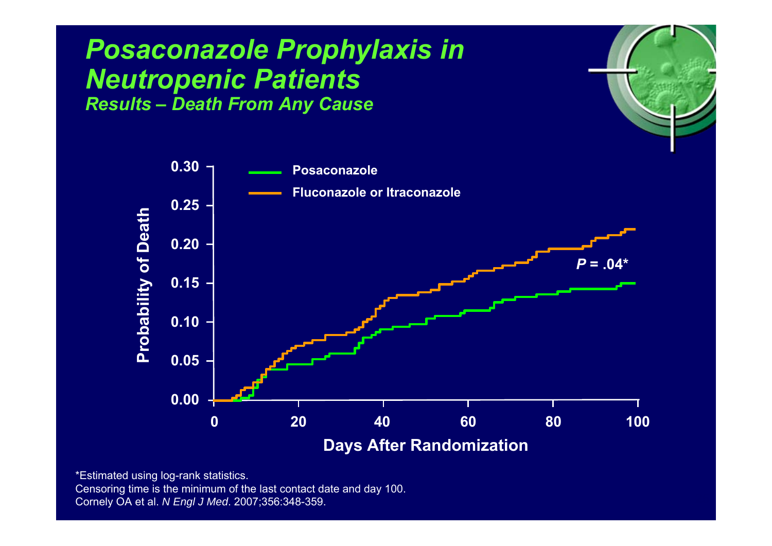# *Posaconazole Prophylaxis in Neutropenic Patients*

## *Results – Death From Any Cause*

Posaconazole

Fluconazole or Itraconazole

*P* = .04*

Probability of Death

Days After Randomization

*Estimated using log-rank statistics.
Censoring time is the minimum of the last contact date and day 100.
Cornely OA et al. *N Engl J Med*. 2007;356:348-359.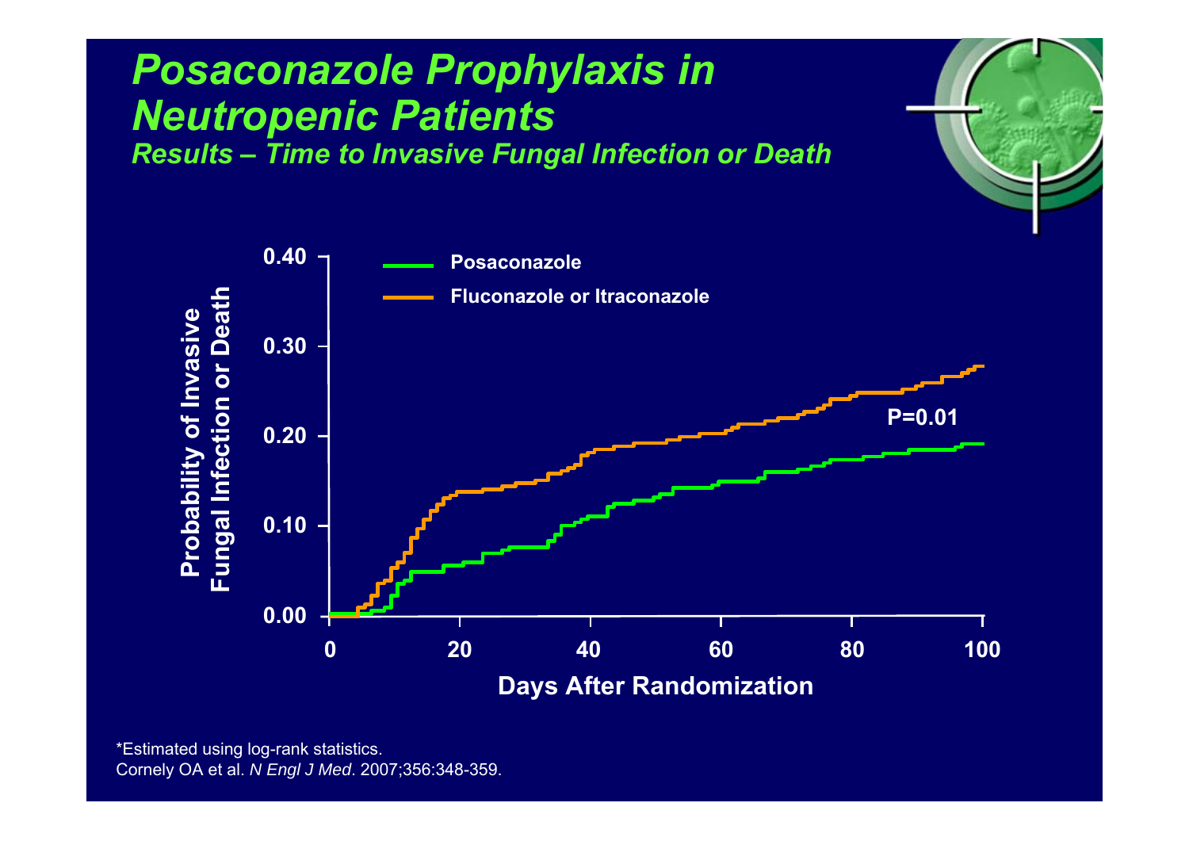# Posaconazole Prophylaxis in Neutropenic Patients

### *Results – Time to Invasive Fungal Infection or Death*

Probability of Invasive Fungal Infection or Death

0.40
0.30
0.20
0.10
0.00

Posaconazole

Fluconazole or Itraconazole

P=0.01

0 20 40 60 80 100

Days After Randomization

*Estimated using log-rank statistics.
Cornely OA et al. *N Engl J Med*. 2007;356:348-359.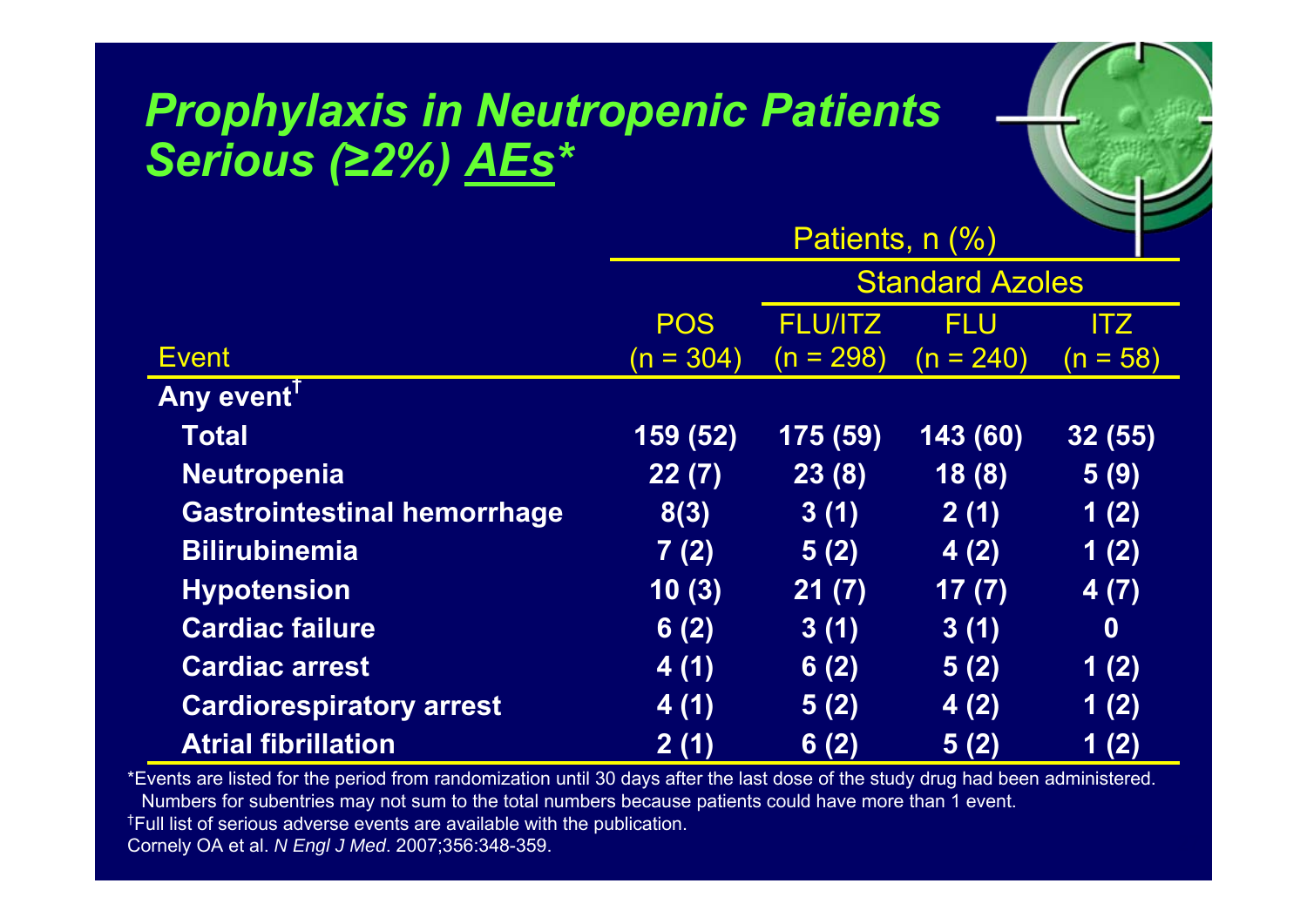# *Prophylaxis in Neutropenic Patients Serious (≥2%) AEs**

| | Patients, n (%) | | | |
|---|---|---|---|---|
| | | Standard Azoles | | |
| Event | POS (n = 304) | FLU/ITZ (n = 298) | FLU (n = 240) | ITZ (n = 58) |
| **Any event**† | | | | |
| **Total** | **159 (52)** | **175 (59)** | **143 (60)** | **32 (55)** |
| **Neutropenia** | **22 (7)** | **23 (8)** | **18 (8)** | **5 (9)** |
| **Gastrointestinal hemorrhage** | **8(3)** | **3 (1)** | **2 (1)** | **1 (2)** |
| **Bilirubinemia** | **7 (2)** | **5 (2)** | **4 (2)** | **1 (2)** |
| **Hypotension** | **10 (3)** | **21 (7)** | **17 (7)** | **4 (7)** |
| **Cardiac failure** | **6 (2)** | **3 (1)** | **3 (1)** | **0** |
| **Cardiac arrest** | **4 (1)** | **6 (2)** | **5 (2)** | **1 (2)** |
| **Cardiorespiratory arrest** | **4 (1)** | **5 (2)** | **4 (2)** | **1 (2)** |
| **Atrial fibrillation** | **2 (1)** | **6 (2)** | **5 (2)** | **1 (2)** |

*Events are listed for the period from randomization until 30 days after the last dose of the study drug had been administered. Numbers for subentries may not sum to the total numbers because patients could have more than 1 event.

†Full list of serious adverse events are available with the publication.

Cornely OA et al. *N Engl J Med*. 2007;356:348-359.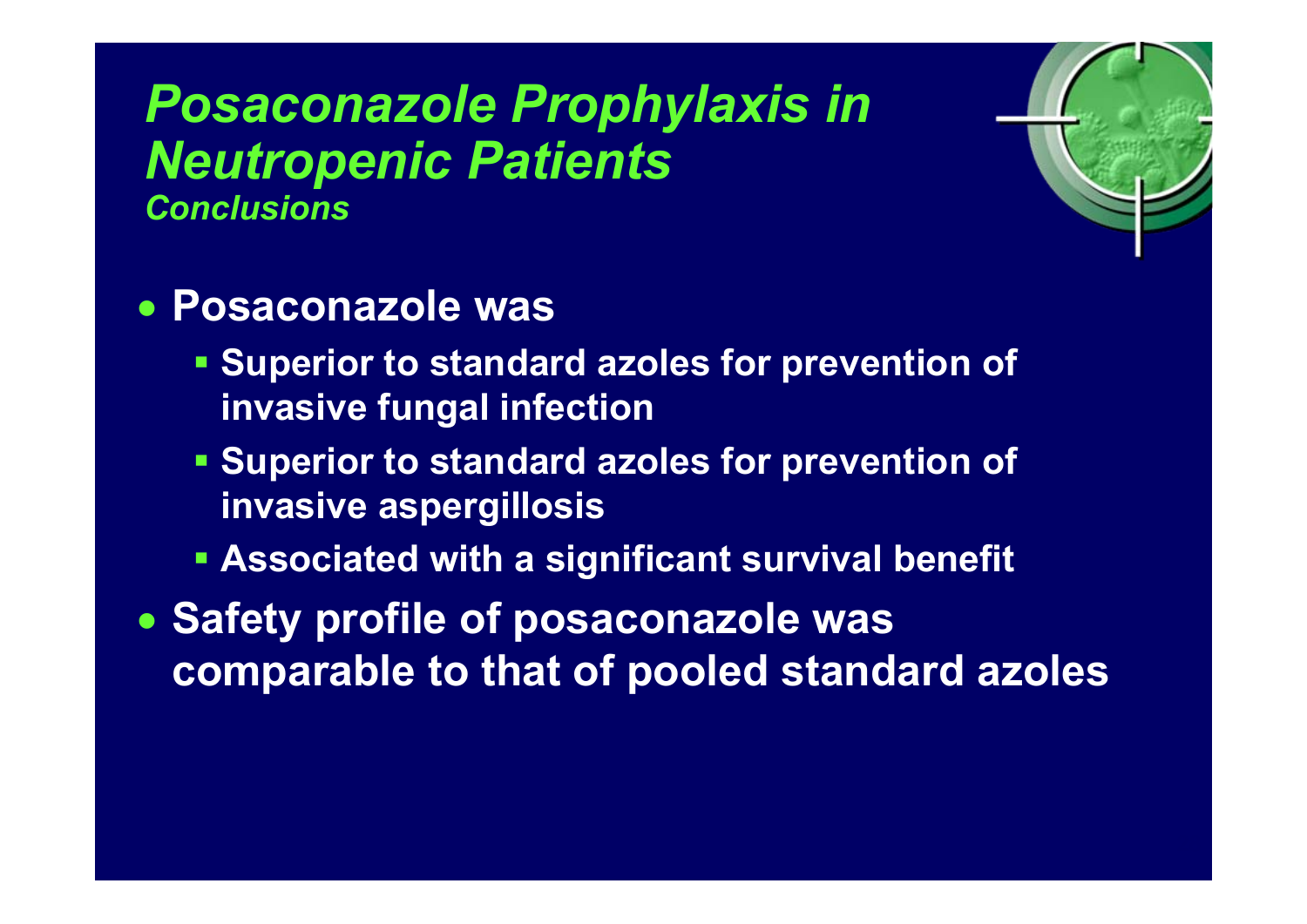# *Posaconazole Prophylaxis in Neutropenic Patients*

### *Conclusions*

- **Posaconazole was**
  - **Superior to standard azoles for prevention of invasive fungal infection**
  - **Superior to standard azoles for prevention of invasive aspergillosis**
  - **Associated with a significant survival benefit**
- **Safety profile of posaconazole was comparable to that of pooled standard azoles**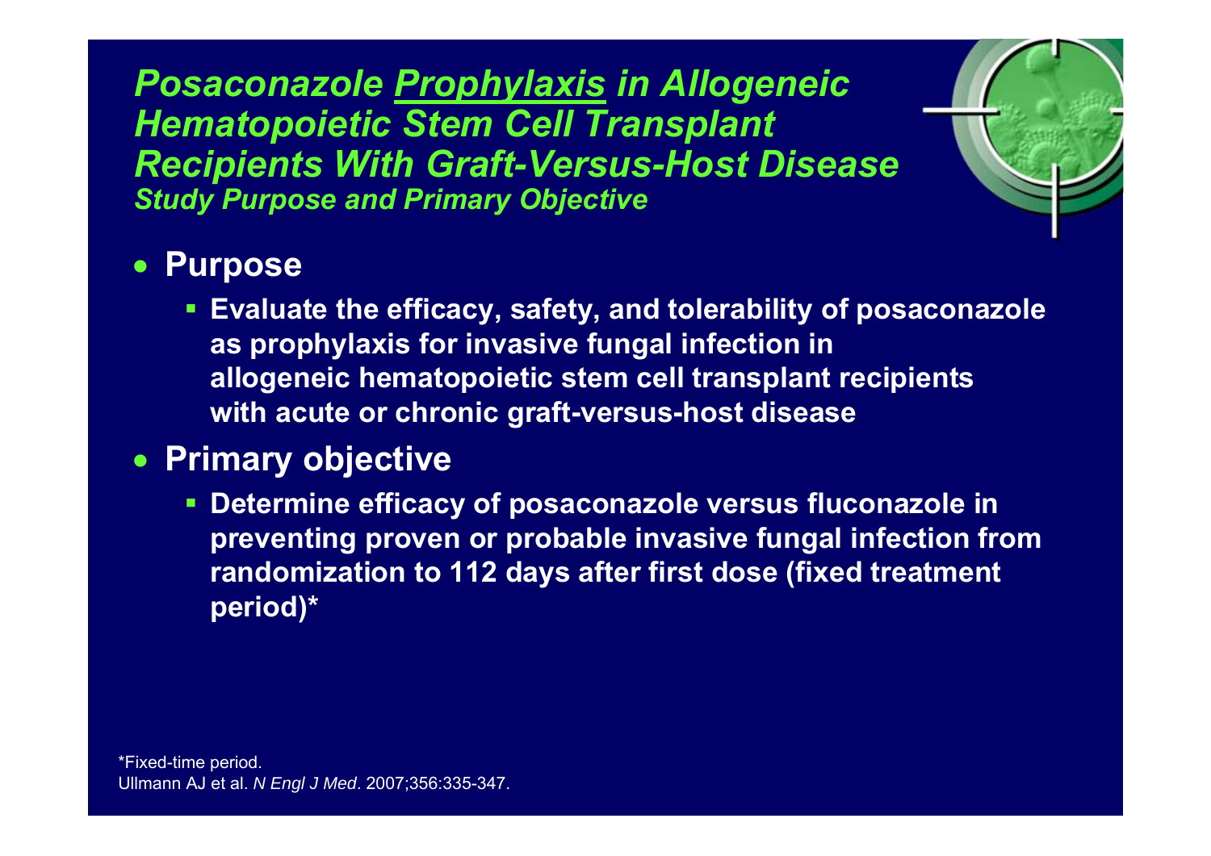# *Posaconazole Prophylaxis in Allogeneic Hematopoietic Stem Cell Transplant Recipients With Graft-Versus-Host Disease*

## *Study Purpose and Primary Objective*

- **Purpose**
  - **Evaluate the efficacy, safety, and tolerability of posaconazole as prophylaxis for invasive fungal infection in allogeneic hematopoietic stem cell transplant recipients with acute or chronic graft-versus-host disease**
- **Primary objective**
  - **Determine efficacy of posaconazole versus fluconazole in preventing proven or probable invasive fungal infection from randomization to 112 days after first dose (fixed treatment period)***

*Fixed-time period.

Ullmann AJ et al. *N Engl J Med*. 2007;356:335-347.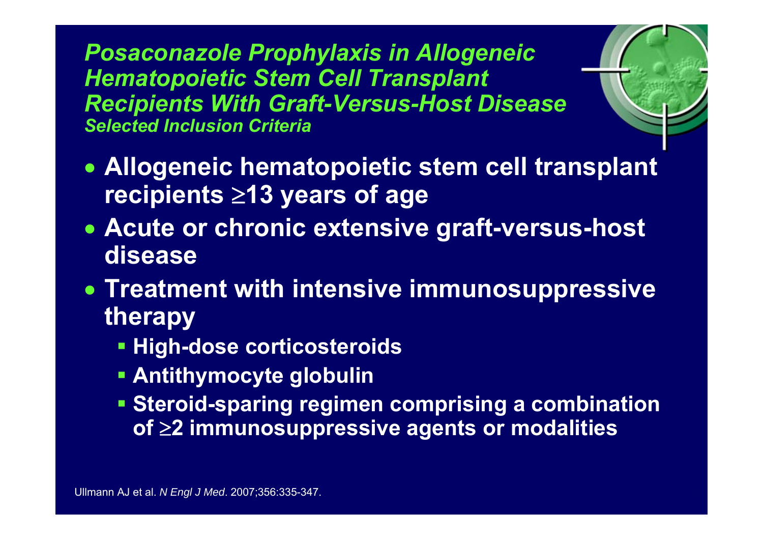## *Posaconazole Prophylaxis in Allogeneic Hematopoietic Stem Cell Transplant Recipients With Graft-Versus-Host Disease*

### *Selected Inclusion Criteria*

- **Allogeneic hematopoietic stem cell transplant recipients ≥13 years of age**
- **Acute or chronic extensive graft-versus-host disease**
- **Treatment with intensive immunosuppressive therapy**
  - **High-dose corticosteroids**
  - **Antithymocyte globulin**
  - **Steroid-sparing regimen comprising a combination of ≥2 immunosuppressive agents or modalities**

Ullmann AJ et al. *N Engl J Med*. 2007;356:335-347.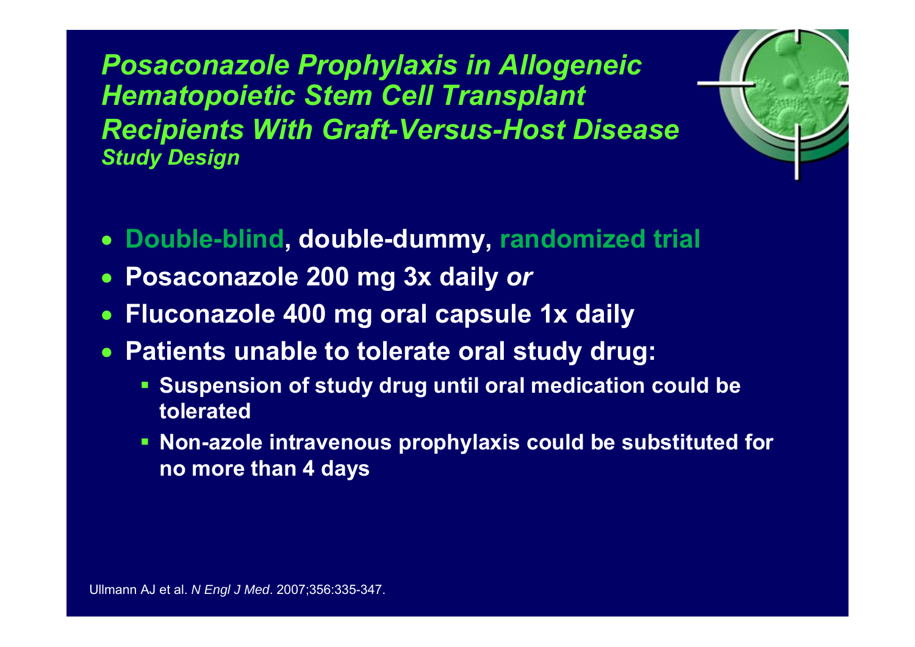# *Posaconazole Prophylaxis in Allogeneic Hematopoietic Stem Cell Transplant Recipients With Graft-Versus-Host Disease*

### *Study Design*

- **Double-blind, double-dummy, randomized trial**
- **Posaconazole 200 mg 3x daily *or***
- **Fluconazole 400 mg oral capsule 1x daily**
- **Patients unable to tolerate oral study drug:**
  - **Suspension of study drug until oral medication could be tolerated**
  - **Non-azole intravenous prophylaxis could be substituted for no more than 4 days**

Ullmann AJ et al. *N Engl J Med*. 2007;356:335-347.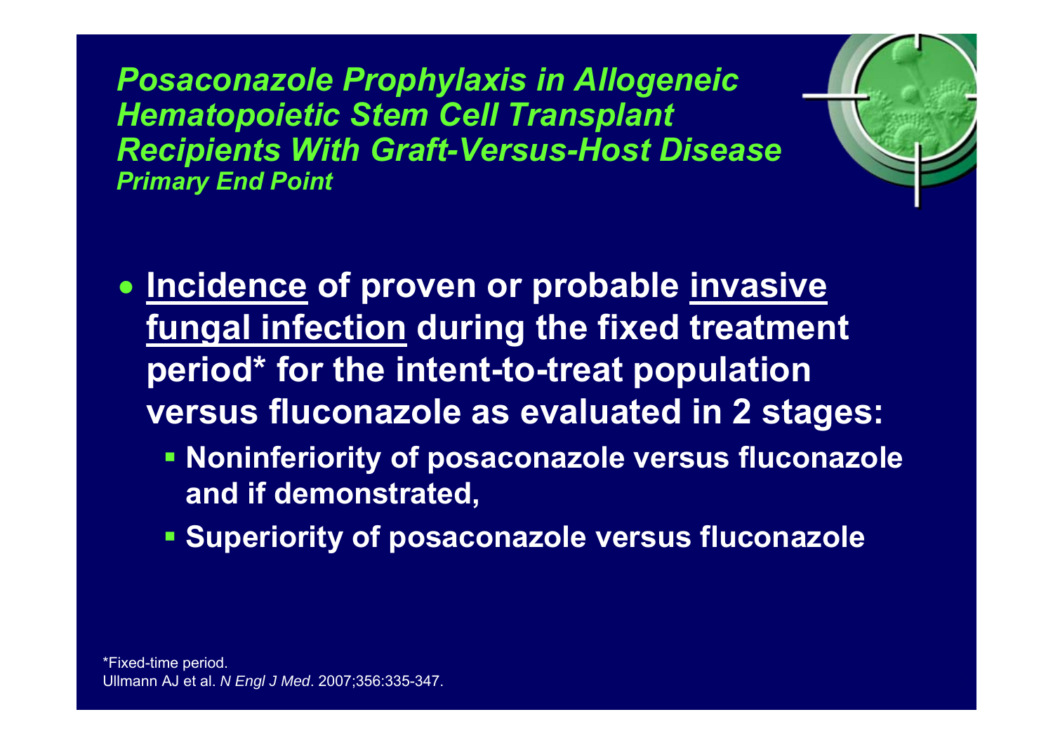# *Posaconazole Prophylaxis in Allogeneic Hematopoietic Stem Cell Transplant Recipients With Graft-Versus-Host Disease*

### *Primary End Point*

- **<u>Incidence</u> of proven or probable <u>invasive fungal infection</u> during the fixed treatment period* for the intent-to-treat population versus fluconazole as evaluated in 2 stages:**
  - **Noninferiority of posaconazole versus fluconazole and if demonstrated,**
  - **Superiority of posaconazole versus fluconazole**

*Fixed-time period.

Ullmann AJ et al. *N Engl J Med*. 2007;356:335-347.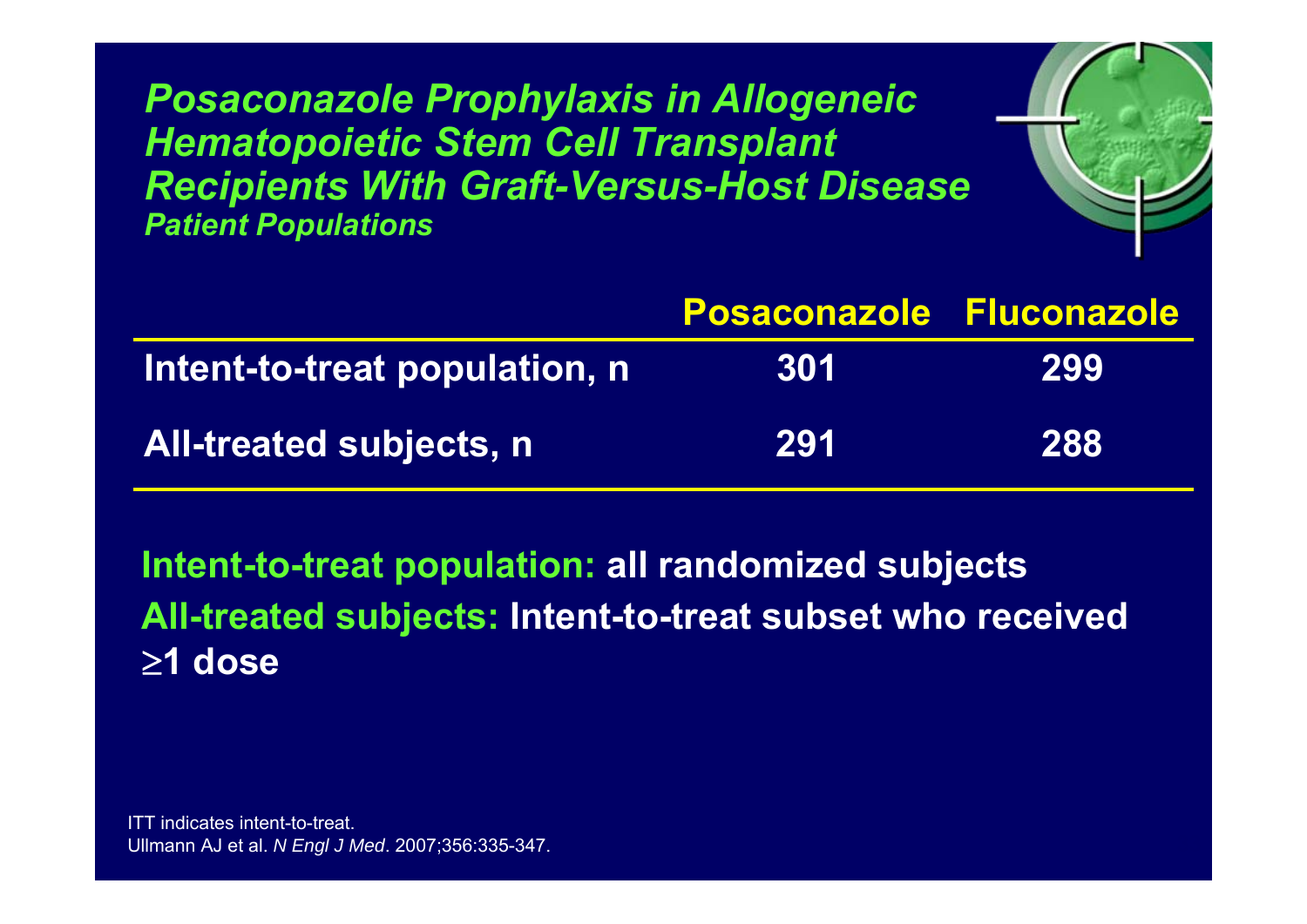# *Posaconazole Prophylaxis in Allogeneic Hematopoietic Stem Cell Transplant Recipients With Graft-Versus-Host Disease*

### *Patient Populations*

| | Posaconazole | Fluconazole |
|---|---|---|
| Intent-to-treat population, n | 301 | 299 |
| All-treated subjects, n | 291 | 288 |

**Intent-to-treat population:** all randomized subjects

**All-treated subjects:** Intent-to-treat subset who received ≥1 dose

ITT indicates intent-to-treat.
Ullmann AJ et al. *N Engl J Med*. 2007;356:335-347.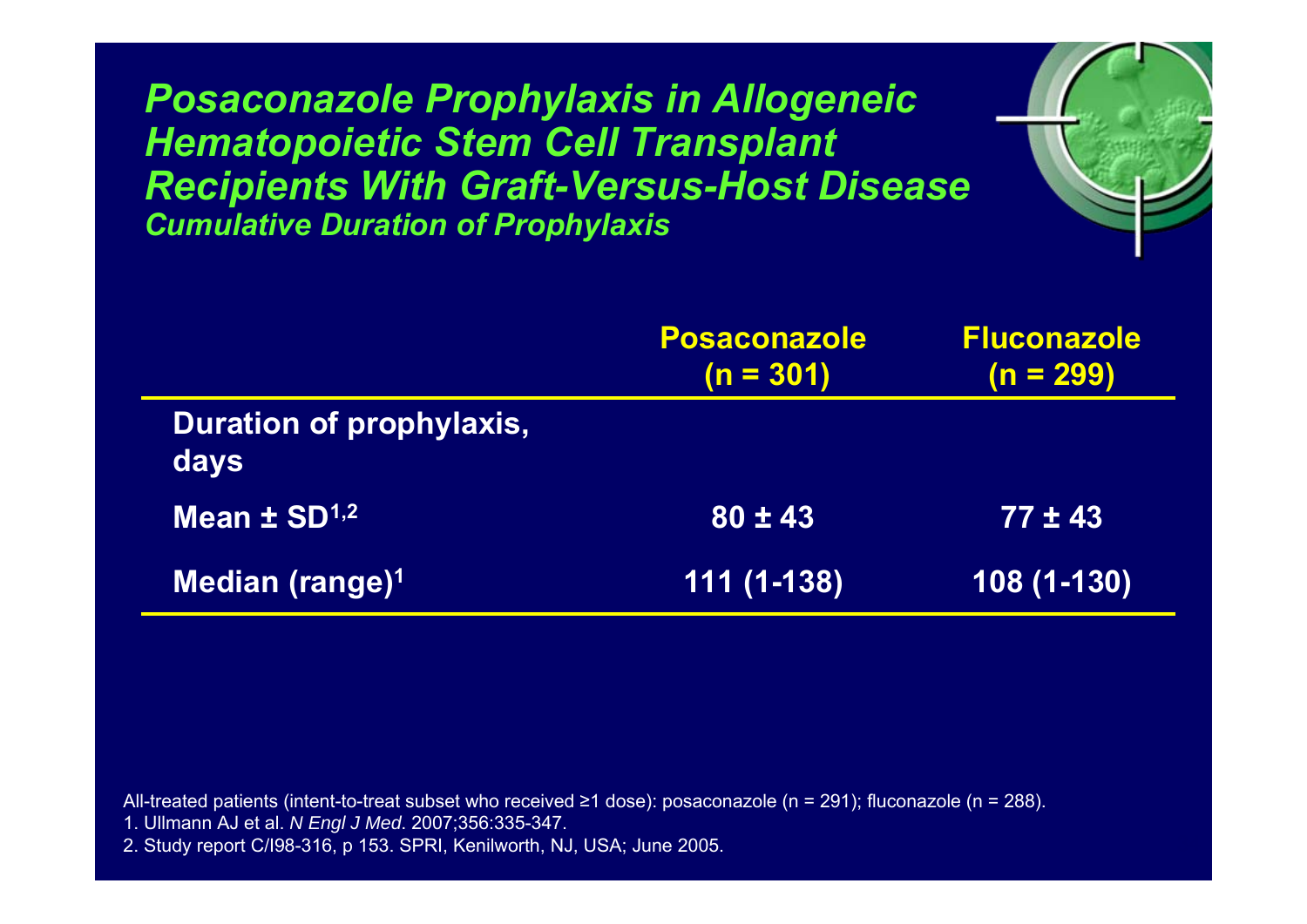# *Posaconazole Prophylaxis in Allogeneic Hematopoietic Stem Cell Transplant Recipients With Graft-Versus-Host Disease*

## *Cumulative Duration of Prophylaxis*

| | Posaconazole (n = 301) | Fluconazole (n = 299) |
|---|---|---|
| **Duration of prophylaxis, days** | | |
| **Mean ± SD[1,2]** | **80 ± 43** | **77 ± 43** |
| **Median (range)[1]** | **111 (1-138)** | **108 (1-130)** |

All-treated patients (intent-to-treat subset who received ≥1 dose): posaconazole (n = 291); fluconazole (n = 288).

1. Ullmann AJ et al. *N Engl J Med*. 2007;356:335-347.
2. Study report C/I98-316, p 153. SPRI, Kenilworth, NJ, USA; June 2005.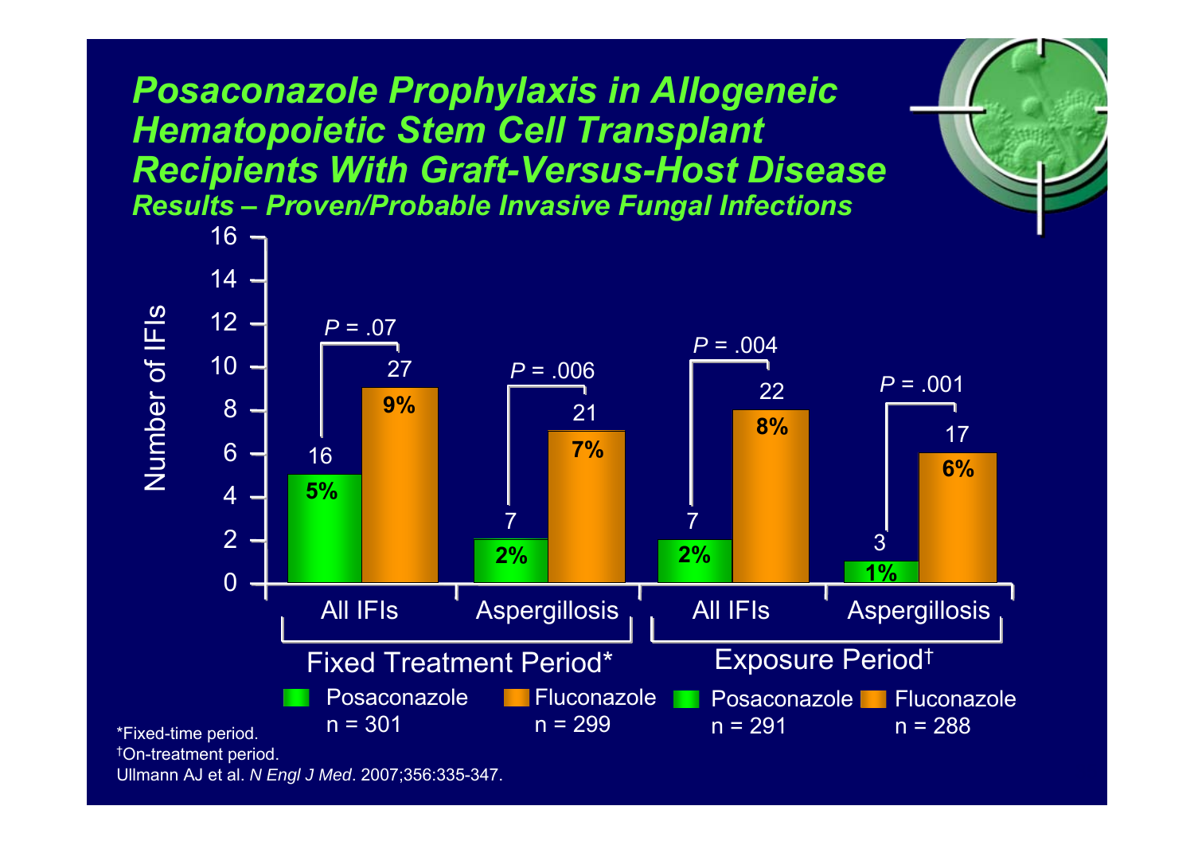# Posaconazole Prophylaxis in Allogeneic Hematopoietic Stem Cell Transplant Recipients With Graft-Versus-Host Disease

### *Results – Proven/Probable Invasive Fungal Infections*

| | Fixed Treatment Period* | | Exposure Period† | |
|---|---|---|---|---|
| | All IFIs | Aspergillosis | All IFIs | Aspergillosis |
| Posaconazole | 16 (5%) | 7 (2%) | 7 (2%) | 3 (1%) |
| Fluconazole | 27 (9%) | 21 (7%) | 22 (8%) | 17 (6%) |
| *P* value | *P* = .07 | *P* = .006 | *P* = .004 | *P* = .001 |

Y-axis: Number of IFIs (0–16)

Fixed Treatment Period*: Posaconazole n = 301; Fluconazole n = 299

Exposure Period†: Posaconazole n = 291; Fluconazole n = 288

*Fixed-time period.
†On-treatment period.
Ullmann AJ et al. *N Engl J Med*. 2007;356:335-347.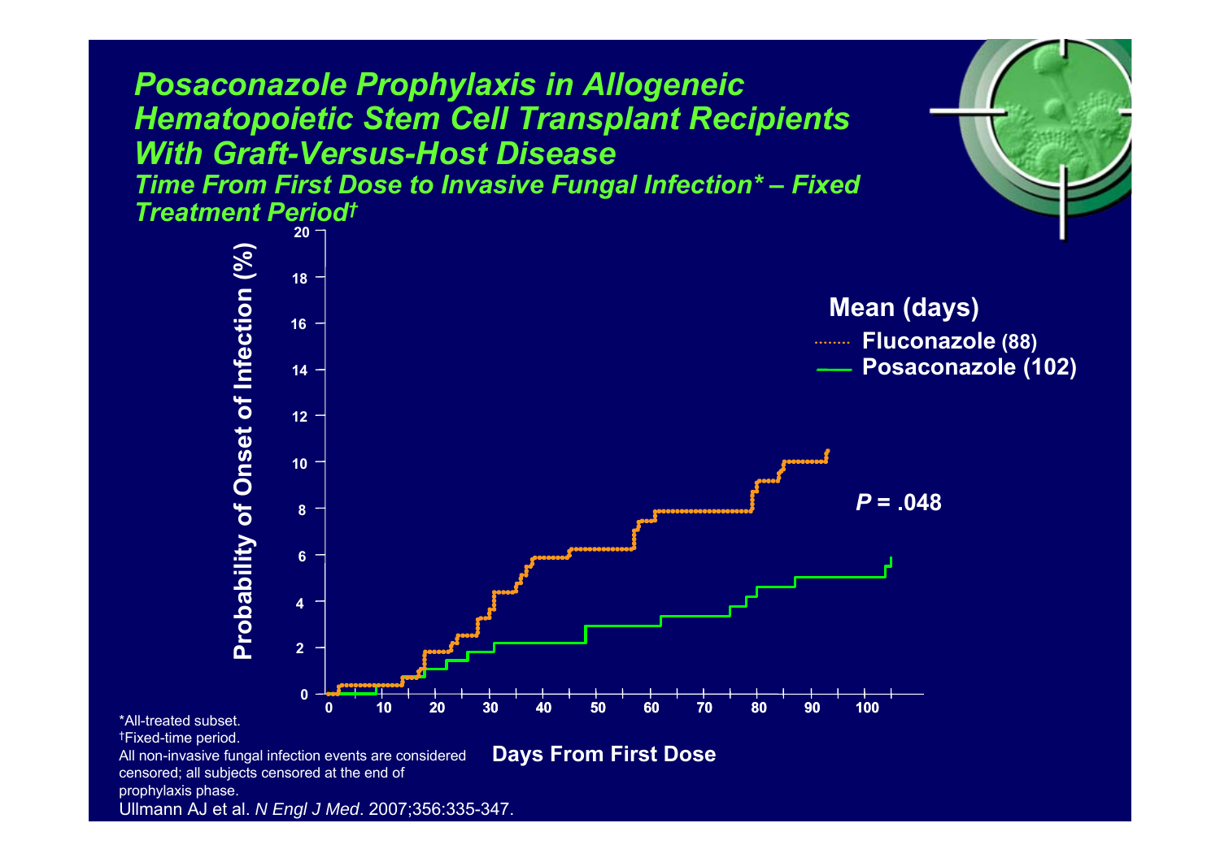# *Posaconazole Prophylaxis in Allogeneic Hematopoietic Stem Cell Transplant Recipients With Graft-Versus-Host Disease*

## *Time From First Dose to Invasive Fungal Infection* – Fixed Treatment Period†*

Probability of Onset of Infection (%)

Mean (days)

- Fluconazole (88)
- Posaconazole (102)

*P* = .048

Days From First Dose

*All-treated subset.

†Fixed-time period.

All non-invasive fungal infection events are considered censored; all subjects censored at the end of prophylaxis phase.

Ullmann AJ et al. *N Engl J Med*. 2007;356:335-347.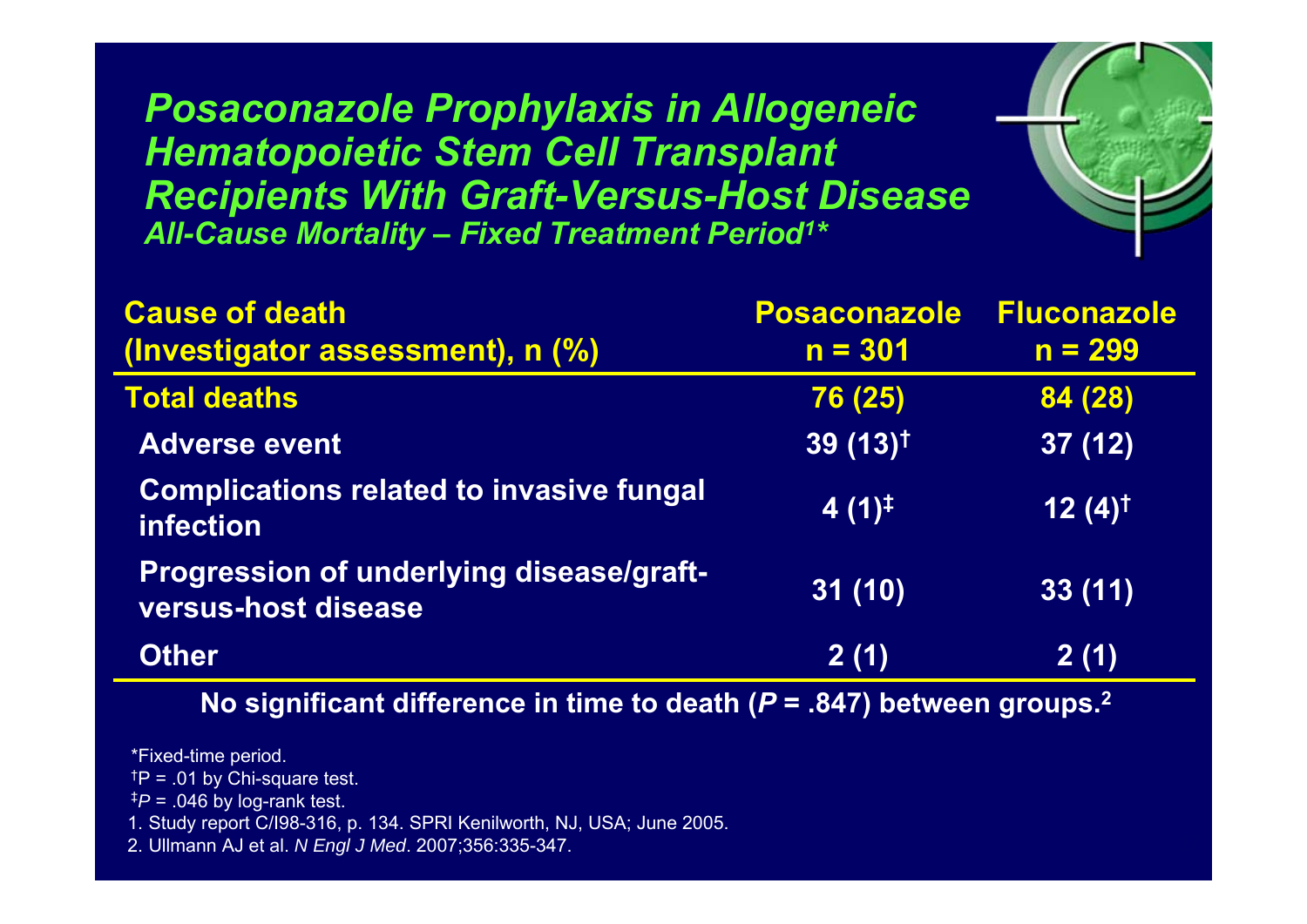# Posaconazole Prophylaxis in Allogeneic Hematopoietic Stem Cell Transplant Recipients With Graft-Versus-Host Disease

## All-Cause Mortality – Fixed Treatment Period[1]*

| Cause of death (Investigator assessment), n (%) | Posaconazole n = 301 | Fluconazole n = 299 |
|---|---|---|
| **Total deaths** | **76 (25)** | **84 (28)** |
| Adverse event | 39 (13)† | 37 (12) |
| Complications related to invasive fungal infection | 4 (1)‡ | 12 (4)† |
| Progression of underlying disease/graft-versus-host disease | 31 (10) | 33 (11) |
| Other | 2 (1) | 2 (1) |

**No significant difference in time to death ($P$ = .847) between groups.[2]**

*Fixed-time period.

†P = .01 by Chi-square test.

‡$P$ = .046 by log-rank test.

1. Study report C/I98-316, p. 134. SPRI Kenilworth, NJ, USA; June 2005.
2. Ullmann AJ et al. *N Engl J Med*. 2007;356:335-347.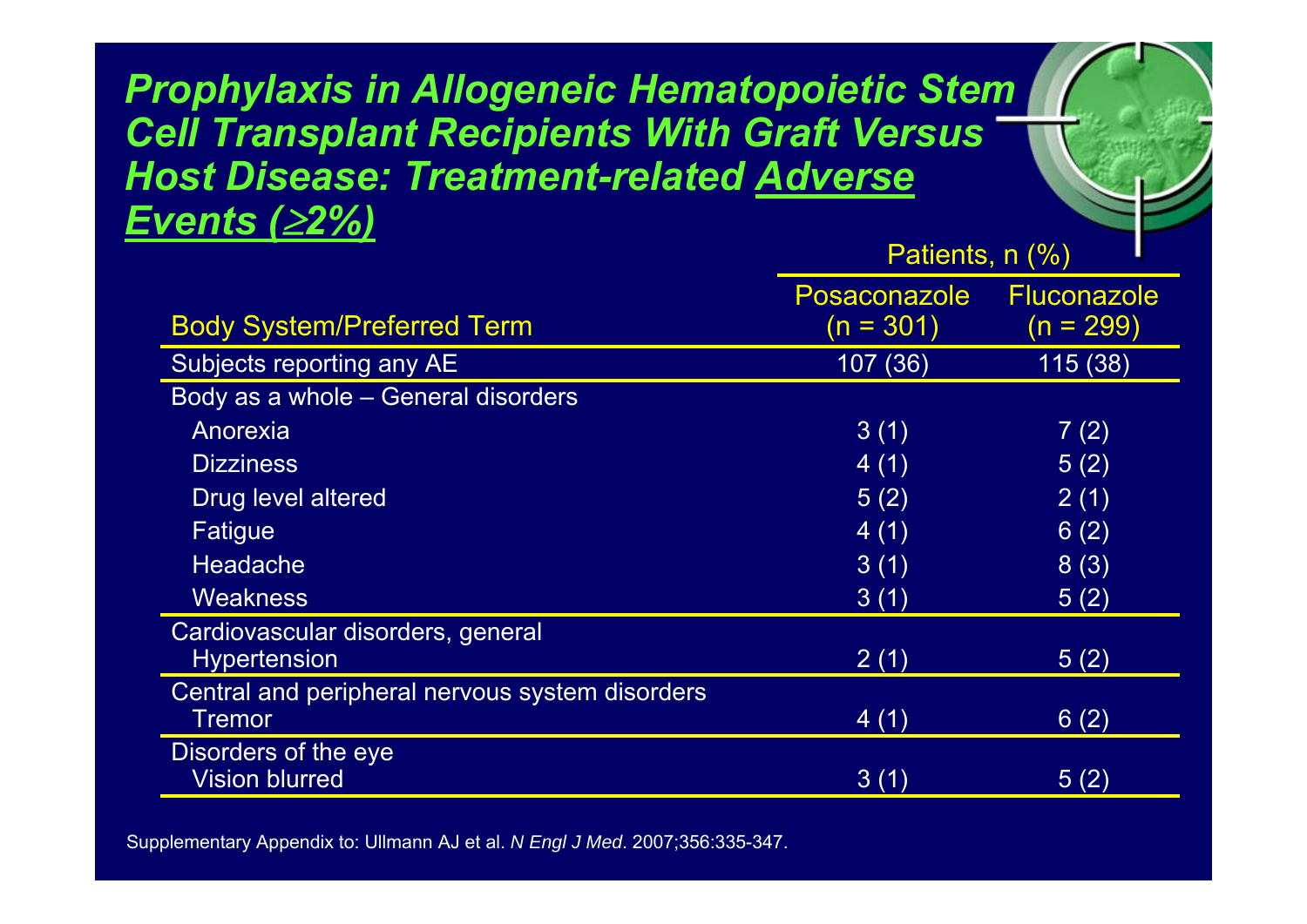# *Prophylaxis in Allogeneic Hematopoietic Stem Cell Transplant Recipients With Graft Versus Host Disease: Treatment-related Adverse Events (≥2%)*

| Body System/Preferred Term | Patients, n (%) Posaconazole (n = 301) | Fluconazole (n = 299) |
|---|---|---|
| Subjects reporting any AE | 107 (36) | 115 (38) |
| Body as a whole – General disorders | | |
| Anorexia | 3 (1) | 7 (2) |
| Dizziness | 4 (1) | 5 (2) |
| Drug level altered | 5 (2) | 2 (1) |
| Fatigue | 4 (1) | 6 (2) |
| Headache | 3 (1) | 8 (3) |
| Weakness | 3 (1) | 5 (2) |
| Cardiovascular disorders, general | | |
| Hypertension | 2 (1) | 5 (2) |
| Central and peripheral nervous system disorders | | |
| Tremor | 4 (1) | 6 (2) |
| Disorders of the eye | | |
| Vision blurred | 3 (1) | 5 (2) |

Supplementary Appendix to: Ullmann AJ et al. *N Engl J Med*. 2007;356:335-347.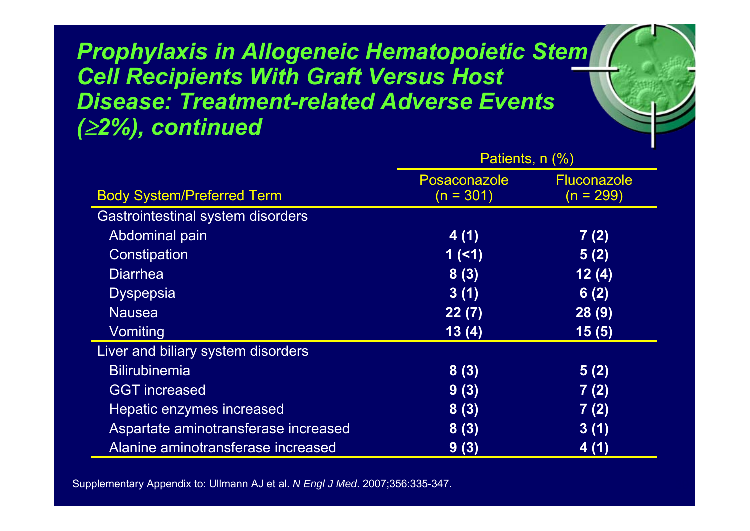# *Prophylaxis in Allogeneic Hematopoietic Stem Cell Recipients With Graft Versus Host Disease: Treatment-related Adverse Events (≥2%), continued*

| Body System/Preferred Term | Patients, n (%) Posaconazole (n = 301) | Patients, n (%) Fluconazole (n = 299) |
|---|---|---|
| Gastrointestinal system disorders | | |
| Abdominal pain | **4 (1)** | **7 (2)** |
| Constipation | **1 (<1)** | **5 (2)** |
| Diarrhea | **8 (3)** | **12 (4)** |
| Dyspepsia | **3 (1)** | **6 (2)** |
| Nausea | **22 (7)** | **28 (9)** |
| Vomiting | **13 (4)** | **15 (5)** |
| Liver and biliary system disorders | | |
| Bilirubinemia | **8 (3)** | **5 (2)** |
| GGT increased | **9 (3)** | **7 (2)** |
| Hepatic enzymes increased | **8 (3)** | **7 (2)** |
| Aspartate aminotransferase increased | **8 (3)** | **3 (1)** |
| Alanine aminotransferase increased | **9 (3)** | **4 (1)** |

Supplementary Appendix to: Ullmann AJ et al. *N Engl J Med*. 2007;356:335-347.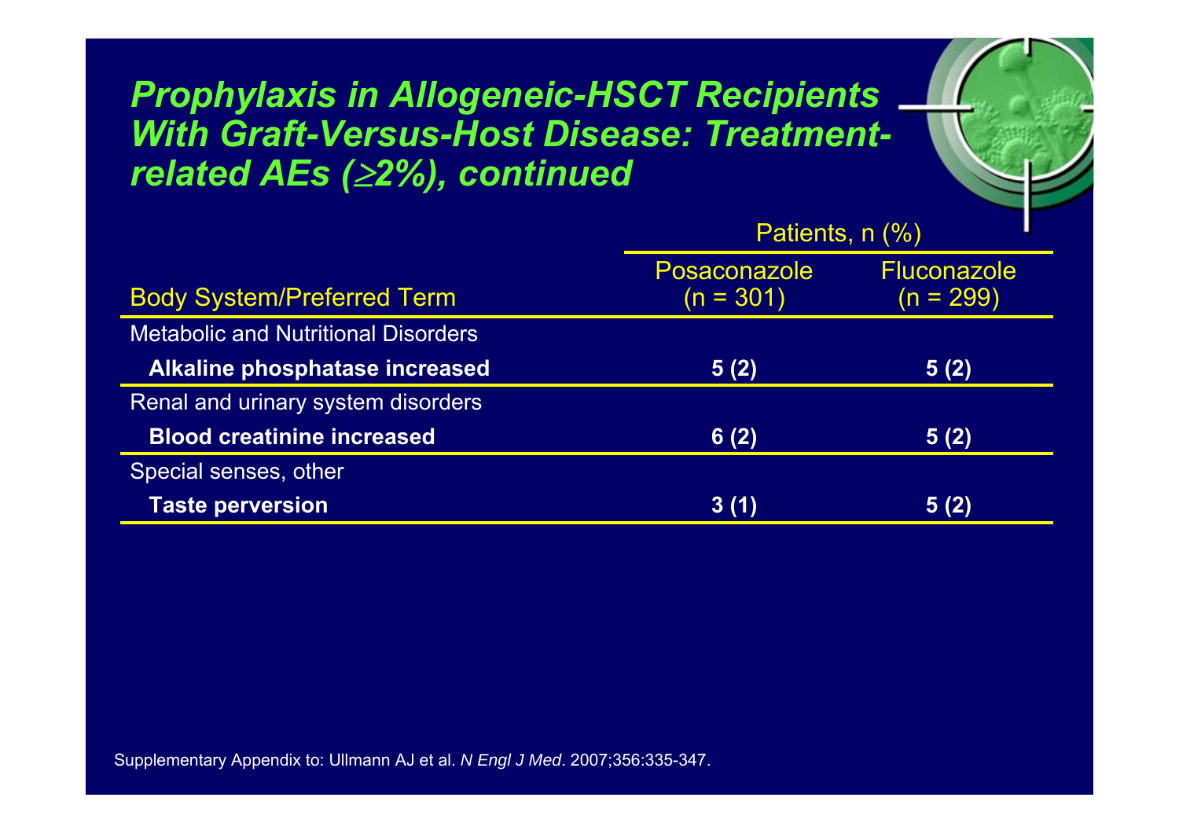# Prophylaxis in Allogeneic-HSCT Recipients With Graft-Versus-Host Disease: Treatment-related AEs (≥2%), continued

| Body System/Preferred Term | Patients, n (%) | |
|---|---|---|
| | Posaconazole (n = 301) | Fluconazole (n = 299) |
| Metabolic and Nutritional Disorders | | |
| **Alkaline phosphatase increased** | **5 (2)** | **5 (2)** |
| Renal and urinary system disorders | | |
| **Blood creatinine increased** | **6 (2)** | **5 (2)** |
| Special senses, other | | |
| **Taste perversion** | **3 (1)** | **5 (2)** |

Supplementary Appendix to: Ullmann AJ et al. *N Engl J Med*. 2007;356:335-347.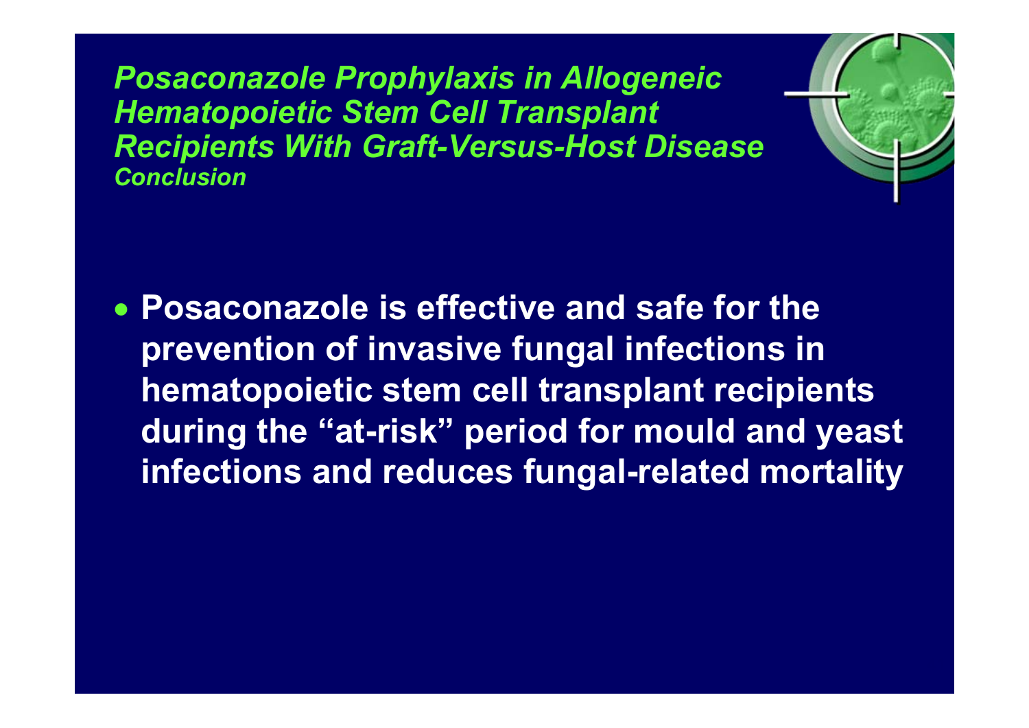## *Posaconazole Prophylaxis in Allogeneic Hematopoietic Stem Cell Transplant Recipients With Graft-Versus-Host Disease*

### *Conclusion*

- **Posaconazole is effective and safe for the prevention of invasive fungal infections in hematopoietic stem cell transplant recipients during the "at-risk" period for mould and yeast infections and reduces fungal-related mortality**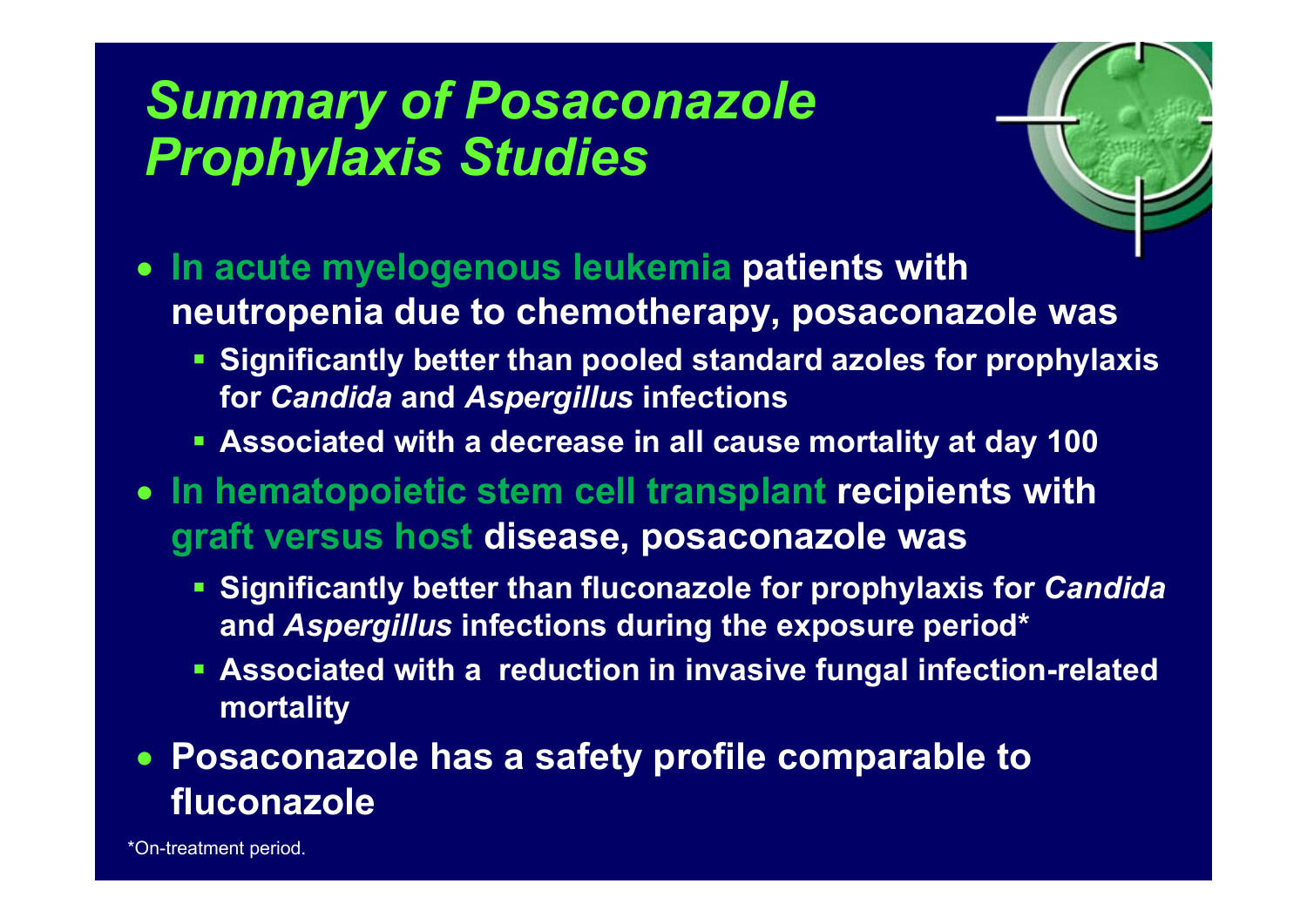# *Summary of Posaconazole Prophylaxis Studies*

- **In acute myelogenous leukemia patients with neutropenia due to chemotherapy, posaconazole was**
  - **Significantly better than pooled standard azoles for prophylaxis for *Candida* and *Aspergillus* infections**
  - **Associated with a decrease in all cause mortality at day 100**
- **In hematopoietic stem cell transplant recipients with graft versus host disease, posaconazole was**
  - **Significantly better than fluconazole for prophylaxis for *Candida* and *Aspergillus* infections during the exposure period***
  - **Associated with a reduction in invasive fungal infection-related mortality**
- **Posaconazole has a safety profile comparable to fluconazole**

*On-treatment period.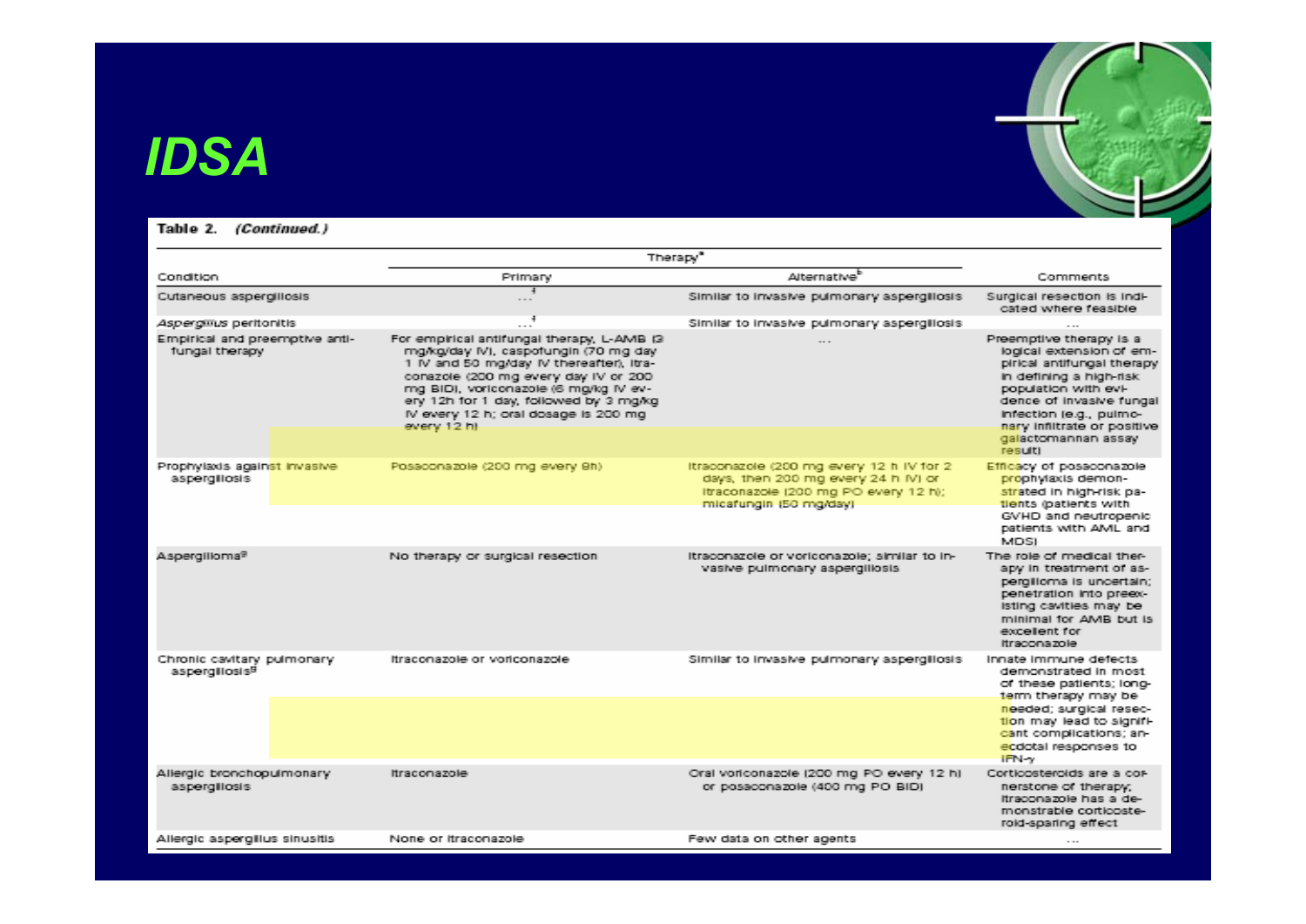# IDSA

**Table 2.** ***(Continued.)***

| Condition | Therapy[a] | | Comments |
|---|---|---|---|
| | Primary | Alternative[b] | |
| Cutaneous aspergillosis | …[f] | Similar to invasive pulmonary aspergillosis | Surgical resection is indicated where feasible |
| *Aspergillus* peritonitis | …[f] | Similar to invasive pulmonary aspergillosis | … |
| Empirical and preemptive antifungal therapy | For empirical antifungal therapy, L-AMB (3 mg/kg/day IV), caspofungin (70 mg day 1 IV and 50 mg/day IV thereafter), itraconazole (200 mg every day IV or 200 mg BID), voriconazole (6 mg/kg IV every 12h for 1 day, followed by 3 mg/kg IV every 12 h; oral dosage is 200 mg every 12 h) | … | Preemptive therapy is a logical extension of empirical antifungal therapy in defining a high-risk population with evidence of invasive fungal infection (e.g., pulmonary infiltrate or positive galactomannan assay result) |
| Prophylaxis against invasive aspergillosis | Posaconazole (200 mg every 8h) | Itraconazole (200 mg every 12 h IV for 2 days, then 200 mg every 24 h IV) or itraconazole (200 mg PO every 12 h); micafungin (50 mg/day) | Efficacy of posaconazole prophylaxis demonstrated in high-risk patients (patients with GVHD and neutropenic patients with AML and MDS) |
| Aspergilloma[g] | No therapy or surgical resection | Itraconazole or voriconazole; similar to invasive pulmonary aspergillosis | The role of medical therapy in treatment of aspergilloma is uncertain; penetration into preexisting cavities may be minimal for AMB but is excellent for itraconazole |
| Chronic cavitary pulmonary aspergillosis[g] | Itraconazole or voriconazole | Similar to invasive pulmonary aspergillosis | Innate immune defects demonstrated in most of these patients; long-term therapy may be needed; surgical resection may lead to significant complications; anecdotal responses to IFN-γ |
| Allergic bronchopulmonary aspergillosis | Itraconazole | Oral voriconazole (200 mg PO every 12 h) or posaconazole (400 mg PO BID) | Corticosteroids are a cornerstone of therapy; itraconazole has a demonstrable corticosteroid-sparing effect |
| Allergic aspergillus sinusitis | None or itraconazole | Few data on other agents | … |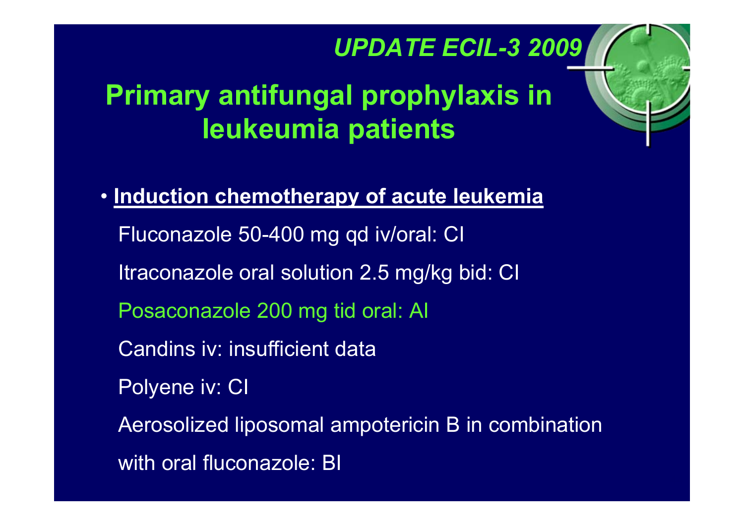*UPDATE ECIL-3 2009*

# Primary antifungal prophylaxis in leukeumia patients

- **Induction chemotherapy of acute leukemia**

  Fluconazole 50-400 mg qd iv/oral: CI

  Itraconazole oral solution 2.5 mg/kg bid: CI

  Posaconazole 200 mg tid oral: AI

  Candins iv: insufficient data

  Polyene iv: CI

  Aerosolized liposomal ampotericin B in combination with oral fluconazole: BI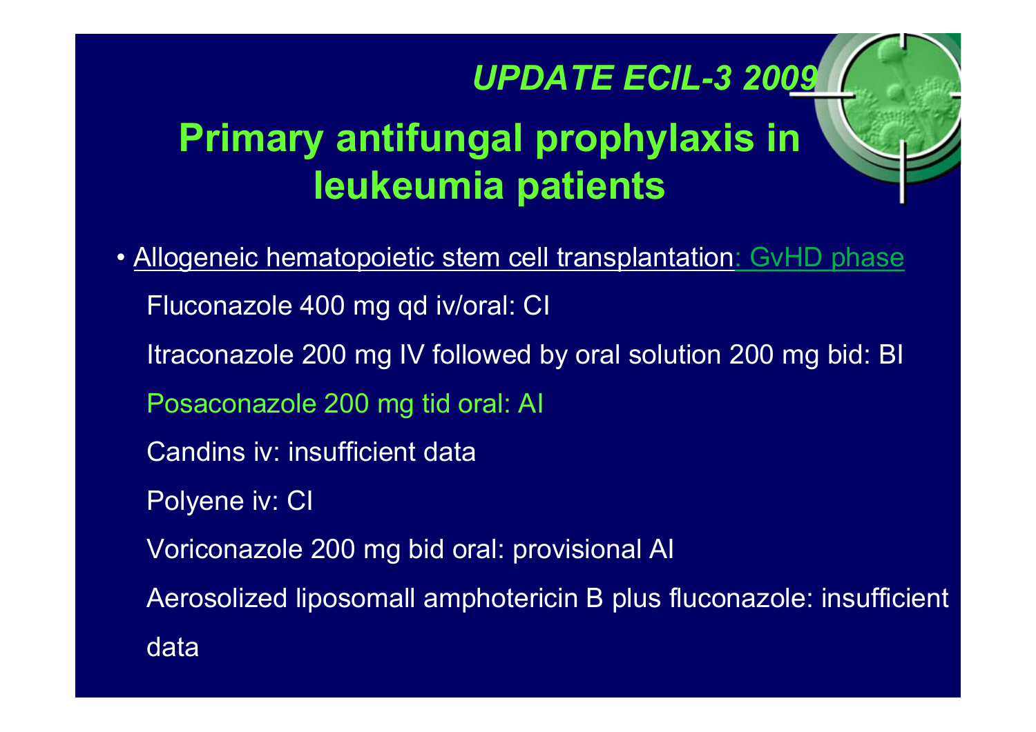***UPDATE ECIL-3 2009***

# Primary antifungal prophylaxis in leukeumia patients

- Allogeneic hematopoietic stem cell transplantation: GvHD phase

  Fluconazole 400 mg qd iv/oral: CI

  Itraconazole 200 mg IV followed by oral solution 200 mg bid: BI

  Posaconazole 200 mg tid oral: AI

  Candins iv: insufficient data

  Polyene iv: CI

  Voriconazole 200 mg bid oral: provisional AI

  Aerosolized liposomall amphotericin B plus fluconazole: insufficient data